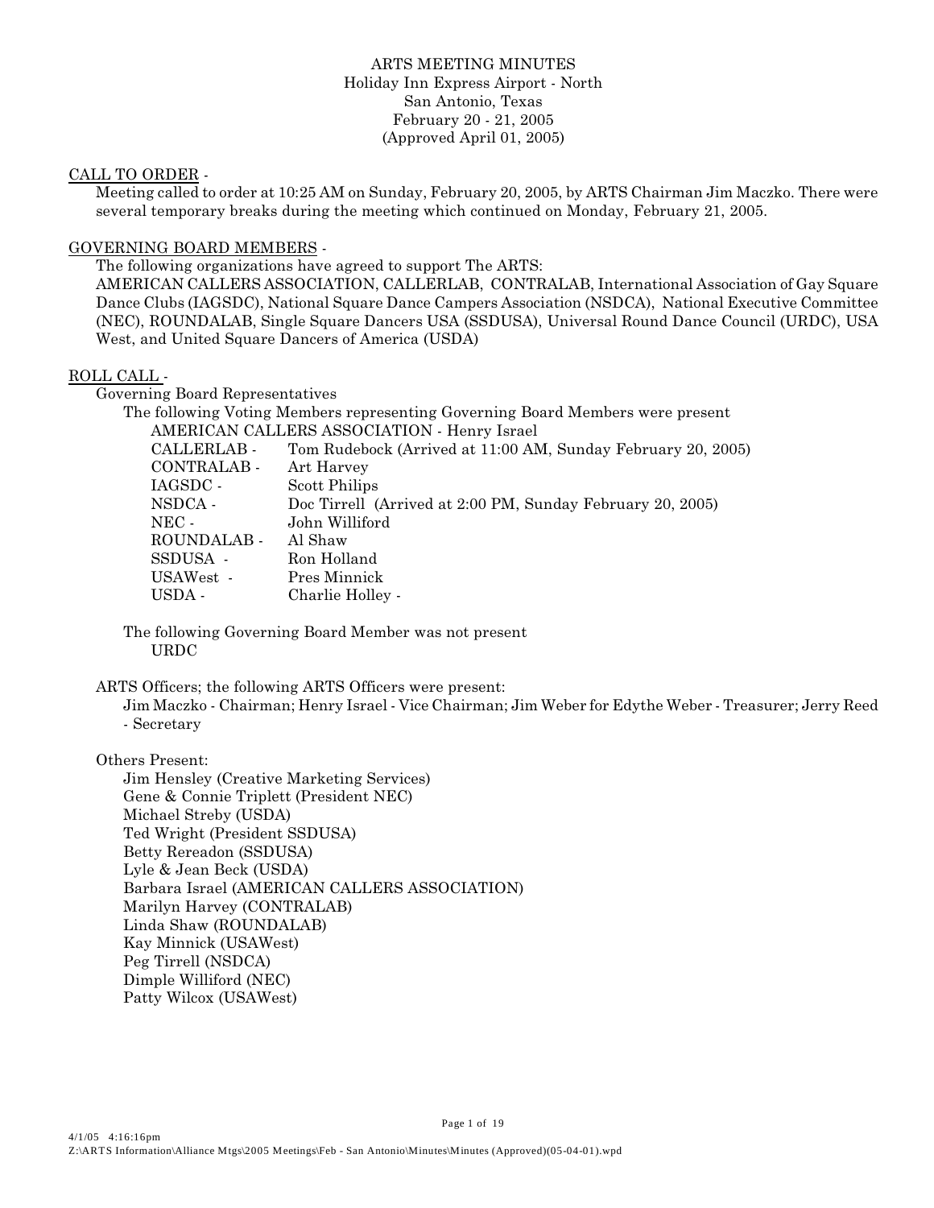ARTS MEETING MINUTES
Holiday Inn Express Airport - North
San Antonio, Texas
February 20 - 21, 2005
(Approved April 01, 2005)

CALL TO ORDER -

Meeting called to order at 10:25 AM on Sunday, February 20, 2005, by ARTS Chairman Jim Maczko. There were several temporary breaks during the meeting which continued on Monday, February 21, 2005.

GOVERNING BOARD MEMBERS -

The following organizations have agreed to support The ARTS:
AMERICAN CALLERS ASSOCIATION, CALLERLAB, CONTRALAB, International Association of Gay Square Dance Clubs (IAGSDC), National Square Dance Campers Association (NSDCA), National Executive Committee (NEC), ROUNDALAB, Single Square Dancers USA (SSDUSA), Universal Round Dance Council (URDC), USA West, and United Square Dancers of America (USDA)

ROLL CALL -

Governing Board Representatives

The following Voting Members representing Governing Board Members were present

AMERICAN CALLERS ASSOCIATION - Henry Israel
CALLERLAB - Tom Rudebock (Arrived at 11:00 AM, Sunday February 20, 2005)
CONTRALAB - Art Harvey
IAGSDC - Scott Philips
NSDCA - Doc Tirrell (Arrived at 2:00 PM, Sunday February 20, 2005)
NEC - John Williford
ROUNDALAB - Al Shaw
SSDUSA - Ron Holland
USAWest - Pres Minnick
USDA - Charlie Holley -

The following Governing Board Member was not present

URDC

ARTS Officers; the following ARTS Officers were present:

Jim Maczko - Chairman; Henry Israel - Vice Chairman; Jim Weber for Edythe Weber - Treasurer; Jerry Reed - Secretary

Others Present:

Jim Hensley (Creative Marketing Services)
Gene & Connie Triplett (President NEC)
Michael Streby (USDA)
Ted Wright (President SSDUSA)
Betty Rereadon (SSDUSA)
Lyle & Jean Beck (USDA)
Barbara Israel (AMERICAN CALLERS ASSOCIATION)
Marilyn Harvey (CONTRALAB)
Linda Shaw (ROUNDALAB)
Kay Minnick (USAWest)
Peg Tirrell (NSDCA)
Dimple Williford (NEC)
Patty Wilcox (USAWest)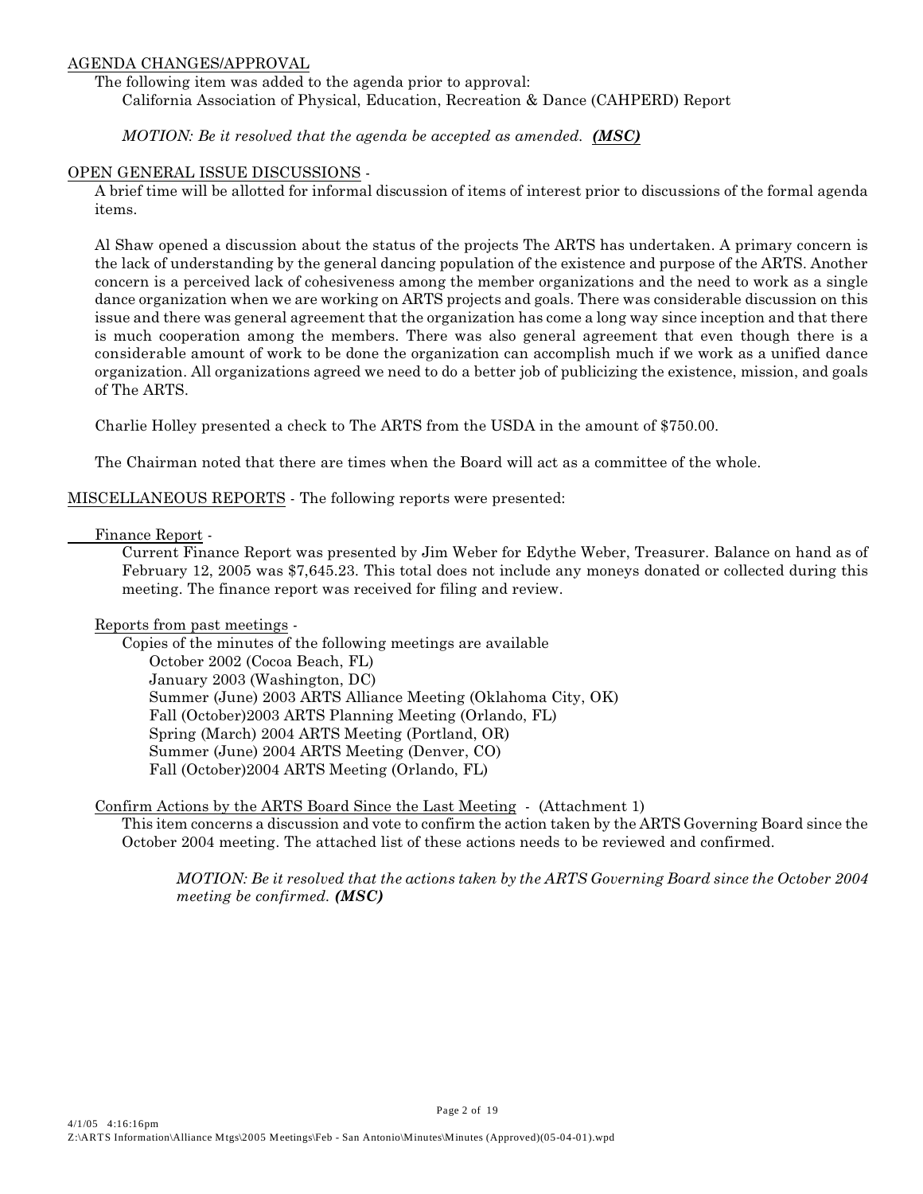AGENDA CHANGES/APPROVAL

The following item was added to the agenda prior to approval:

California Association of Physical, Education, Recreation & Dance (CAHPERD) Report

*MOTION: Be it resolved that the agenda be accepted as amended.* ***(MSC)***

OPEN GENERAL ISSUE DISCUSSIONS -

A brief time will be allotted for informal discussion of items of interest prior to discussions of the formal agenda items.

Al Shaw opened a discussion about the status of the projects The ARTS has undertaken. A primary concern is the lack of understanding by the general dancing population of the existence and purpose of the ARTS. Another concern is a perceived lack of cohesiveness among the member organizations and the need to work as a single dance organization when we are working on ARTS projects and goals. There was considerable discussion on this issue and there was general agreement that the organization has come a long way since inception and that there is much cooperation among the members. There was also general agreement that even though there is a considerable amount of work to be done the organization can accomplish much if we work as a unified dance organization. All organizations agreed we need to do a better job of publicizing the existence, mission, and goals of The ARTS.

Charlie Holley presented a check to The ARTS from the USDA in the amount of $750.00.

The Chairman noted that there are times when the Board will act as a committee of the whole.

MISCELLANEOUS REPORTS - The following reports were presented:

Finance Report -

Current Finance Report was presented by Jim Weber for Edythe Weber, Treasurer. Balance on hand as of February 12, 2005 was $7,645.23. This total does not include any moneys donated or collected during this meeting. The finance report was received for filing and review.

Reports from past meetings -

Copies of the minutes of the following meetings are available

- October 2002 (Cocoa Beach, FL)
- January 2003 (Washington, DC)
- Summer (June) 2003 ARTS Alliance Meeting (Oklahoma City, OK)
- Fall (October)2003 ARTS Planning Meeting (Orlando, FL)
- Spring (March) 2004 ARTS Meeting (Portland, OR)
- Summer (June) 2004 ARTS Meeting (Denver, CO)
- Fall (October)2004 ARTS Meeting (Orlando, FL)

Confirm Actions by the ARTS Board Since the Last Meeting - (Attachment 1)

This item concerns a discussion and vote to confirm the action taken by the ARTS Governing Board since the October 2004 meeting. The attached list of these actions needs to be reviewed and confirmed.

*MOTION: Be it resolved that the actions taken by the ARTS Governing Board since the October 2004 meeting be confirmed.* ***(MSC)***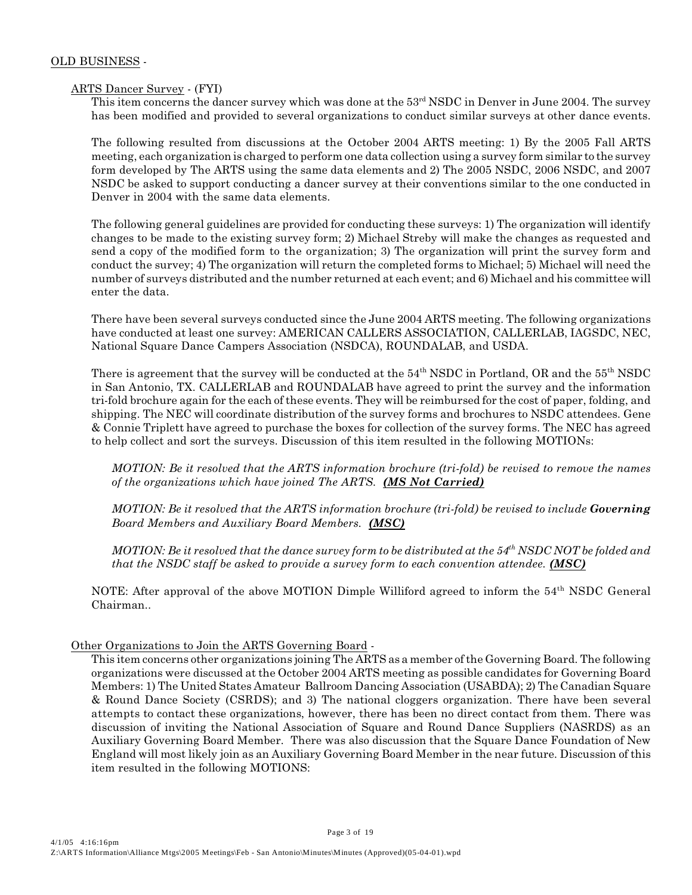OLD BUSINESS -

ARTS Dancer Survey - (FYI)

This item concerns the dancer survey which was done at the 53rd NSDC in Denver in June 2004. The survey has been modified and provided to several organizations to conduct similar surveys at other dance events.

The following resulted from discussions at the October 2004 ARTS meeting: 1) By the 2005 Fall ARTS meeting, each organization is charged to perform one data collection using a survey form similar to the survey form developed by The ARTS using the same data elements and 2) The 2005 NSDC, 2006 NSDC, and 2007 NSDC be asked to support conducting a dancer survey at their conventions similar to the one conducted in Denver in 2004 with the same data elements.

The following general guidelines are provided for conducting these surveys: 1) The organization will identify changes to be made to the existing survey form; 2) Michael Streby will make the changes as requested and send a copy of the modified form to the organization; 3) The organization will print the survey form and conduct the survey; 4) The organization will return the completed forms to Michael; 5) Michael will need the number of surveys distributed and the number returned at each event; and 6) Michael and his committee will enter the data.

There have been several surveys conducted since the June 2004 ARTS meeting. The following organizations have conducted at least one survey: AMERICAN CALLERS ASSOCIATION, CALLERLAB, IAGSDC, NEC, National Square Dance Campers Association (NSDCA), ROUNDALAB, and USDA.

There is agreement that the survey will be conducted at the 54th NSDC in Portland, OR and the 55th NSDC in San Antonio, TX. CALLERLAB and ROUNDALAB have agreed to print the survey and the information tri-fold brochure again for the each of these events. They will be reimbursed for the cost of paper, folding, and shipping. The NEC will coordinate distribution of the survey forms and brochures to NSDC attendees. Gene & Connie Triplett have agreed to purchase the boxes for collection of the survey forms. The NEC has agreed to help collect and sort the surveys. Discussion of this item resulted in the following MOTIONs:

*MOTION: Be it resolved that the ARTS information brochure (tri-fold) be revised to remove the names of the organizations which have joined The ARTS.* ***(MS Not Carried)***

*MOTION: Be it resolved that the ARTS information brochure (tri-fold) be revised to include **Governing Board Members and Auxiliary Board Members.*** ***(MSC)***

*MOTION: Be it resolved that the dance survey form to be distributed at the 54th NSDC NOT be folded and that the NSDC staff be asked to provide a survey form to each convention attendee.* ***(MSC)***

NOTE: After approval of the above MOTION Dimple Williford agreed to inform the 54th NSDC General Chairman..

Other Organizations to Join the ARTS Governing Board -

This item concerns other organizations joining The ARTS as a member of the Governing Board. The following organizations were discussed at the October 2004 ARTS meeting as possible candidates for Governing Board Members: 1) The United States Amateur Ballroom Dancing Association (USABDA); 2) The Canadian Square & Round Dance Society (CSRDS); and 3) The national cloggers organization. There have been several attempts to contact these organizations, however, there has been no direct contact from them. There was discussion of inviting the National Association of Square and Round Dance Suppliers (NASRDS) as an Auxiliary Governing Board Member. There was also discussion that the Square Dance Foundation of New England will most likely join as an Auxiliary Governing Board Member in the near future. Discussion of this item resulted in the following MOTIONS: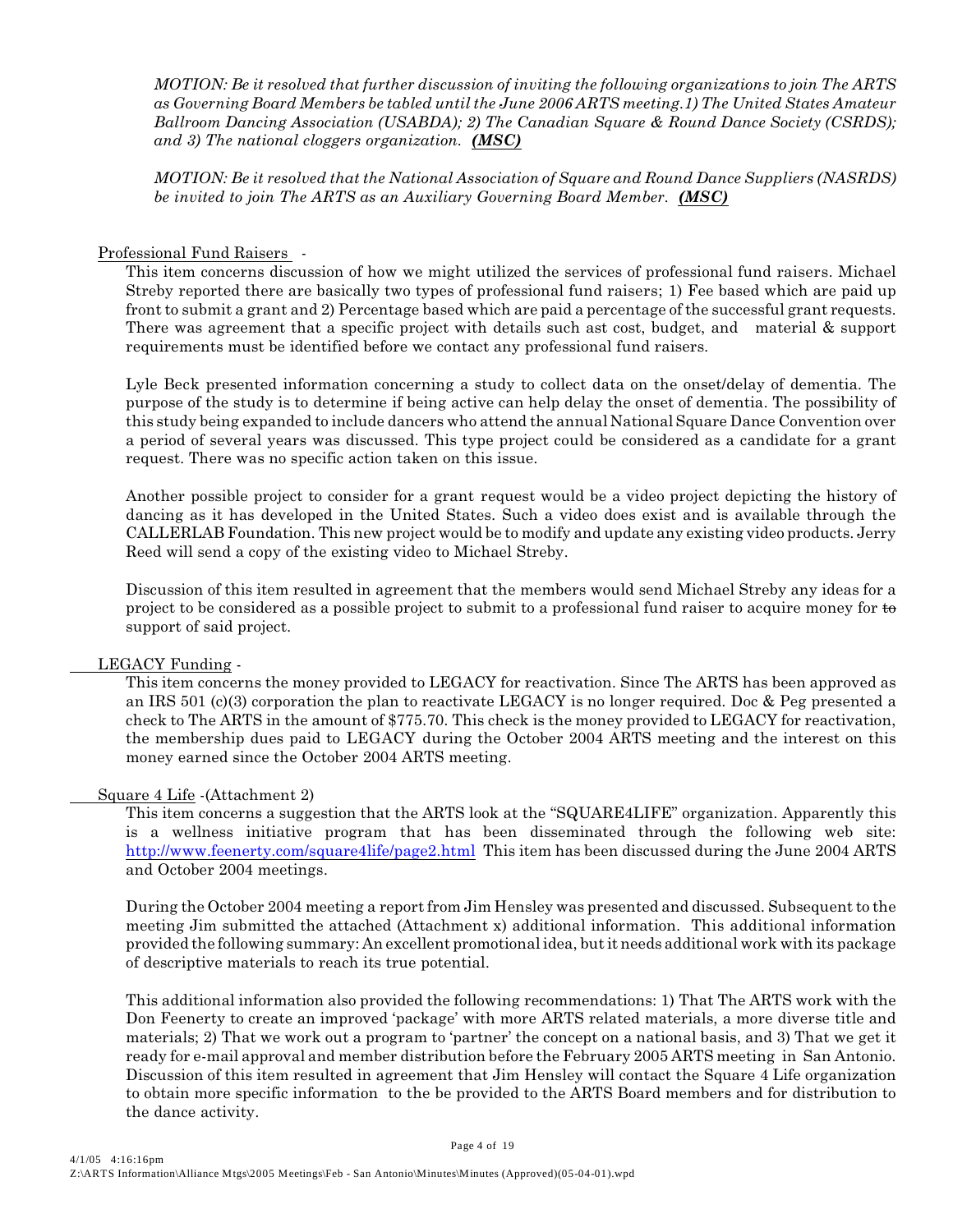*MOTION: Be it resolved that further discussion of inviting the following organizations to join The ARTS as Governing Board Members be tabled until the June 2006 ARTS meeting.1) The United States Amateur Ballroom Dancing Association (USABDA); 2) The Canadian Square & Round Dance Society (CSRDS); and 3) The national cloggers organization.* ***(MSC)***

*MOTION: Be it resolved that the National Association of Square and Round Dance Suppliers (NASRDS) be invited to join The ARTS as an Auxiliary Governing Board Member.* ***(MSC)***

Professional Fund Raisers -

This item concerns discussion of how we might utilized the services of professional fund raisers. Michael Streby reported there are basically two types of professional fund raisers; 1) Fee based which are paid up front to submit a grant and 2) Percentage based which are paid a percentage of the successful grant requests. There was agreement that a specific project with details such ast cost, budget, and material & support requirements must be identified before we contact any professional fund raisers.

Lyle Beck presented information concerning a study to collect data on the onset/delay of dementia. The purpose of the study is to determine if being active can help delay the onset of dementia. The possibility of this study being expanded to include dancers who attend the annual National Square Dance Convention over a period of several years was discussed. This type project could be considered as a candidate for a grant request. There was no specific action taken on this issue.

Another possible project to consider for a grant request would be a video project depicting the history of dancing as it has developed in the United States. Such a video does exist and is available through the CALLERLAB Foundation. This new project would be to modify and update any existing video products. Jerry Reed will send a copy of the existing video to Michael Streby.

Discussion of this item resulted in agreement that the members would send Michael Streby any ideas for a project to be considered as a possible project to submit to a professional fund raiser to acquire money for ~~to~~ support of said project.

LEGACY Funding -

This item concerns the money provided to LEGACY for reactivation. Since The ARTS has been approved as an IRS 501 (c)(3) corporation the plan to reactivate LEGACY is no longer required. Doc & Peg presented a check to The ARTS in the amount of $775.70. This check is the money provided to LEGACY for reactivation, the membership dues paid to LEGACY during the October 2004 ARTS meeting and the interest on this money earned since the October 2004 ARTS meeting.

Square 4 Life -(Attachment 2)

This item concerns a suggestion that the ARTS look at the "SQUARE4LIFE" organization. Apparently this is a wellness initiative program that has been disseminated through the following web site: http://www.feenerty.com/square4life/page2.html This item has been discussed during the June 2004 ARTS and October 2004 meetings.

During the October 2004 meeting a report from Jim Hensley was presented and discussed. Subsequent to the meeting Jim submitted the attached (Attachment x) additional information. This additional information provided the following summary: An excellent promotional idea, but it needs additional work with its package of descriptive materials to reach its true potential.

This additional information also provided the following recommendations: 1) That The ARTS work with the Don Feenerty to create an improved 'package' with more ARTS related materials, a more diverse title and materials; 2) That we work out a program to 'partner' the concept on a national basis, and 3) That we get it ready for e-mail approval and member distribution before the February 2005 ARTS meeting in San Antonio. Discussion of this item resulted in agreement that Jim Hensley will contact the Square 4 Life organization to obtain more specific information to the be provided to the ARTS Board members and for distribution to the dance activity.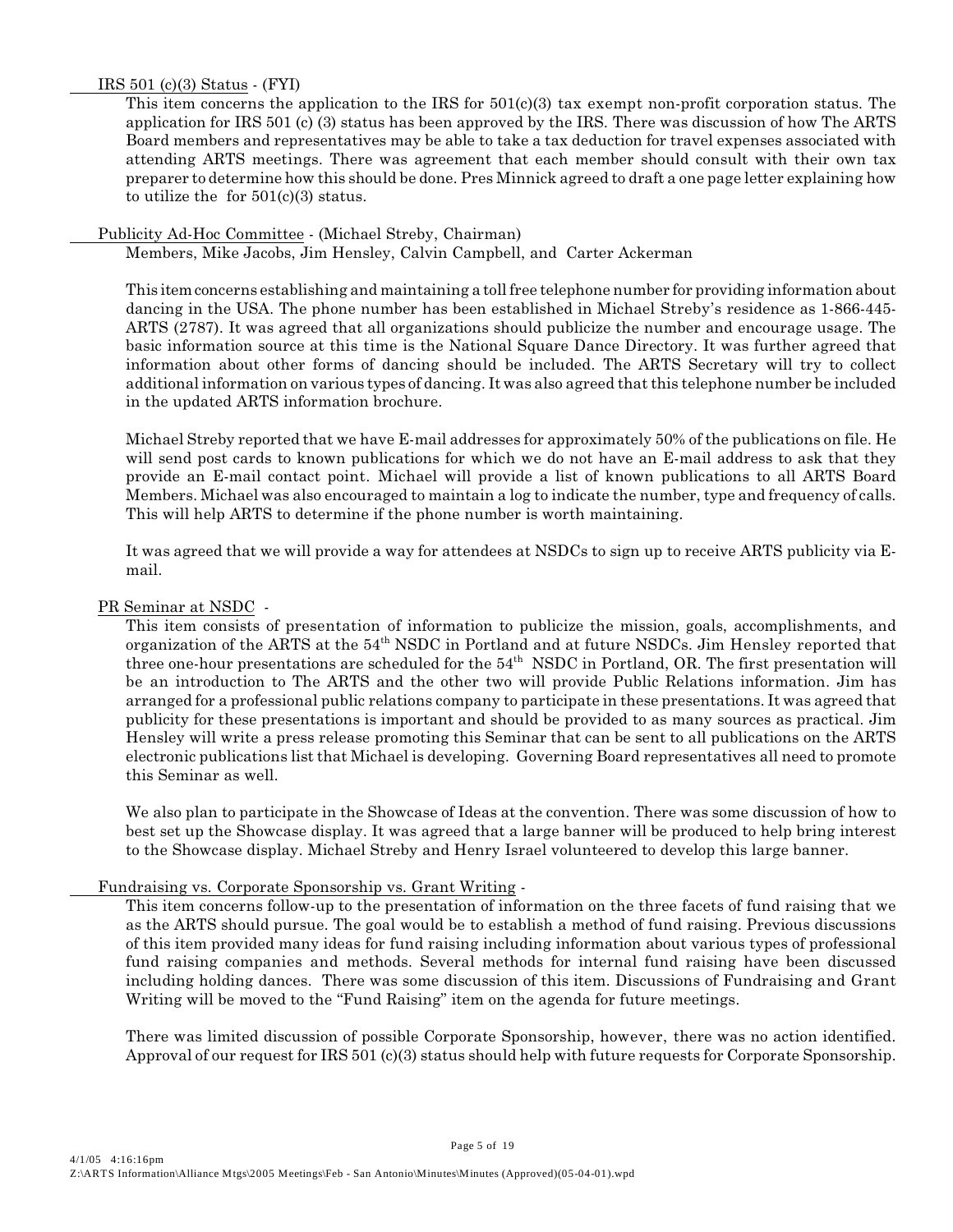IRS 501 (c)(3) Status - (FYI)

This item concerns the application to the IRS for 501(c)(3) tax exempt non-profit corporation status. The application for IRS 501 (c) (3) status has been approved by the IRS. There was discussion of how The ARTS Board members and representatives may be able to take a tax deduction for travel expenses associated with attending ARTS meetings. There was agreement that each member should consult with their own tax preparer to determine how this should be done. Pres Minnick agreed to draft a one page letter explaining how to utilize the for 501(c)(3) status.

Publicity Ad-Hoc Committee - (Michael Streby, Chairman)

Members, Mike Jacobs, Jim Hensley, Calvin Campbell, and Carter Ackerman

This item concerns establishing and maintaining a toll free telephone number for providing information about dancing in the USA. The phone number has been established in Michael Streby's residence as 1-866-445-ARTS (2787). It was agreed that all organizations should publicize the number and encourage usage. The basic information source at this time is the National Square Dance Directory. It was further agreed that information about other forms of dancing should be included. The ARTS Secretary will try to collect additional information on various types of dancing. It was also agreed that this telephone number be included in the updated ARTS information brochure.

Michael Streby reported that we have E-mail addresses for approximately 50% of the publications on file. He will send post cards to known publications for which we do not have an E-mail address to ask that they provide an E-mail contact point. Michael will provide a list of known publications to all ARTS Board Members. Michael was also encouraged to maintain a log to indicate the number, type and frequency of calls. This will help ARTS to determine if the phone number is worth maintaining.

It was agreed that we will provide a way for attendees at NSDCs to sign up to receive ARTS publicity via E-mail.

PR Seminar at NSDC -

This item consists of presentation of information to publicize the mission, goals, accomplishments, and organization of the ARTS at the 54th NSDC in Portland and at future NSDCs. Jim Hensley reported that three one-hour presentations are scheduled for the 54th NSDC in Portland, OR. The first presentation will be an introduction to The ARTS and the other two will provide Public Relations information. Jim has arranged for a professional public relations company to participate in these presentations. It was agreed that publicity for these presentations is important and should be provided to as many sources as practical. Jim Hensley will write a press release promoting this Seminar that can be sent to all publications on the ARTS electronic publications list that Michael is developing. Governing Board representatives all need to promote this Seminar as well.

We also plan to participate in the Showcase of Ideas at the convention. There was some discussion of how to best set up the Showcase display. It was agreed that a large banner will be produced to help bring interest to the Showcase display. Michael Streby and Henry Israel volunteered to develop this large banner.

Fundraising vs. Corporate Sponsorship vs. Grant Writing -

This item concerns follow-up to the presentation of information on the three facets of fund raising that we as the ARTS should pursue. The goal would be to establish a method of fund raising. Previous discussions of this item provided many ideas for fund raising including information about various types of professional fund raising companies and methods. Several methods for internal fund raising have been discussed including holding dances. There was some discussion of this item. Discussions of Fundraising and Grant Writing will be moved to the "Fund Raising" item on the agenda for future meetings.

There was limited discussion of possible Corporate Sponsorship, however, there was no action identified. Approval of our request for IRS 501 (c)(3) status should help with future requests for Corporate Sponsorship.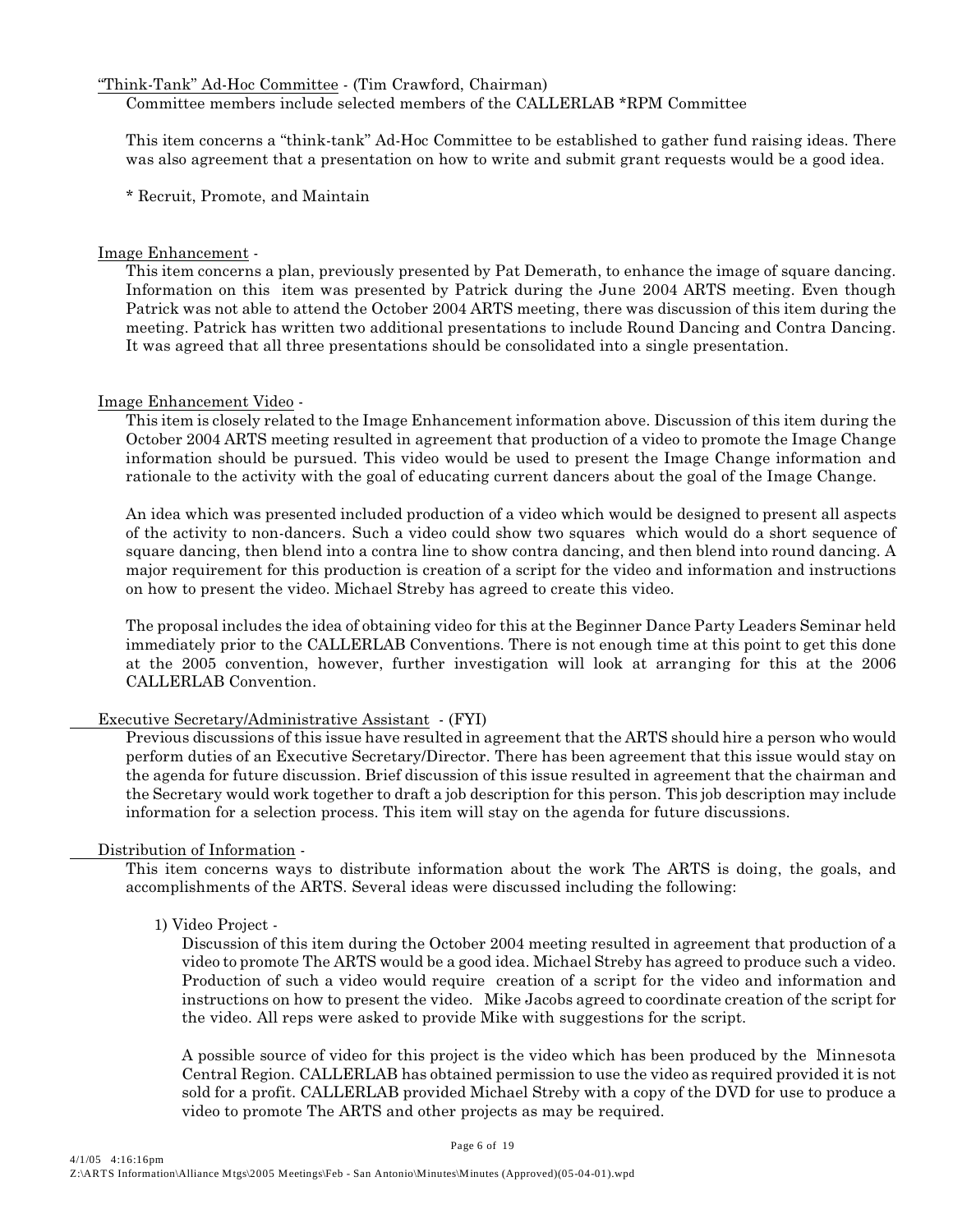"Think-Tank" Ad-Hoc Committee - (Tim Crawford, Chairman)

Committee members include selected members of the CALLERLAB *RPM Committee

This item concerns a "think-tank" Ad-Hoc Committee to be established to gather fund raising ideas. There was also agreement that a presentation on how to write and submit grant requests would be a good idea.

* Recruit, Promote, and Maintain

Image Enhancement -

This item concerns a plan, previously presented by Pat Demerath, to enhance the image of square dancing. Information on this item was presented by Patrick during the June 2004 ARTS meeting. Even though Patrick was not able to attend the October 2004 ARTS meeting, there was discussion of this item during the meeting. Patrick has written two additional presentations to include Round Dancing and Contra Dancing. It was agreed that all three presentations should be consolidated into a single presentation.

Image Enhancement Video -

This item is closely related to the Image Enhancement information above. Discussion of this item during the October 2004 ARTS meeting resulted in agreement that production of a video to promote the Image Change information should be pursued. This video would be used to present the Image Change information and rationale to the activity with the goal of educating current dancers about the goal of the Image Change.

An idea which was presented included production of a video which would be designed to present all aspects of the activity to non-dancers. Such a video could show two squares which would do a short sequence of square dancing, then blend into a contra line to show contra dancing, and then blend into round dancing. A major requirement for this production is creation of a script for the video and information and instructions on how to present the video. Michael Streby has agreed to create this video.

The proposal includes the idea of obtaining video for this at the Beginner Dance Party Leaders Seminar held immediately prior to the CALLERLAB Conventions. There is not enough time at this point to get this done at the 2005 convention, however, further investigation will look at arranging for this at the 2006 CALLERLAB Convention.

Executive Secretary/Administrative Assistant - (FYI)

Previous discussions of this issue have resulted in agreement that the ARTS should hire a person who would perform duties of an Executive Secretary/Director. There has been agreement that this issue would stay on the agenda for future discussion. Brief discussion of this issue resulted in agreement that the chairman and the Secretary would work together to draft a job description for this person. This job description may include information for a selection process. This item will stay on the agenda for future discussions.

Distribution of Information -

This item concerns ways to distribute information about the work The ARTS is doing, the goals, and accomplishments of the ARTS. Several ideas were discussed including the following:

1) Video Project -

Discussion of this item during the October 2004 meeting resulted in agreement that production of a video to promote The ARTS would be a good idea. Michael Streby has agreed to produce such a video. Production of such a video would require creation of a script for the video and information and instructions on how to present the video. Mike Jacobs agreed to coordinate creation of the script for the video. All reps were asked to provide Mike with suggestions for the script.

A possible source of video for this project is the video which has been produced by the Minnesota Central Region. CALLERLAB has obtained permission to use the video as required provided it is not sold for a profit. CALLERLAB provided Michael Streby with a copy of the DVD for use to produce a video to promote The ARTS and other projects as may be required.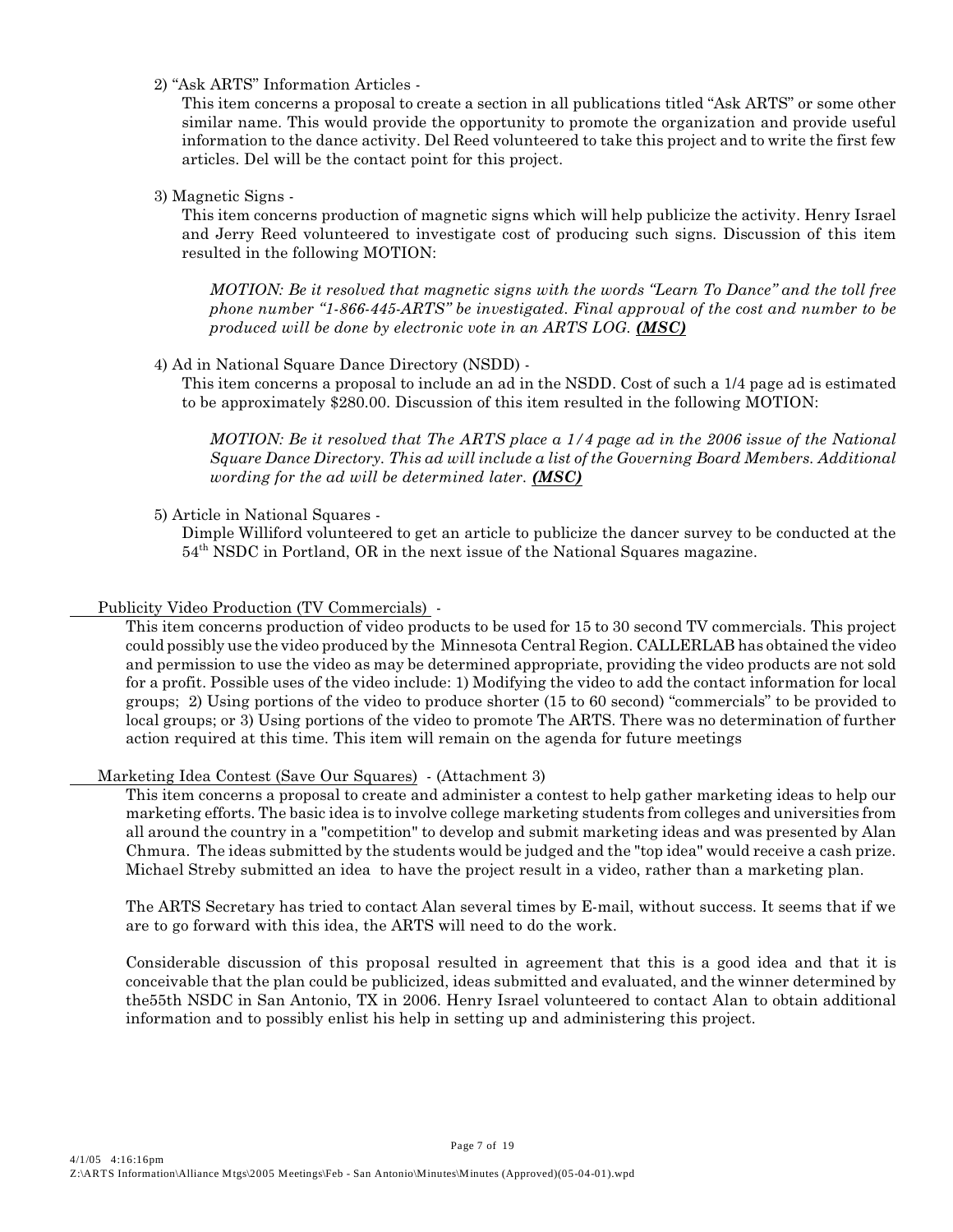2) "Ask ARTS" Information Articles -

This item concerns a proposal to create a section in all publications titled "Ask ARTS" or some other similar name. This would provide the opportunity to promote the organization and provide useful information to the dance activity. Del Reed volunteered to take this project and to write the first few articles. Del will be the contact point for this project.

3) Magnetic Signs -

This item concerns production of magnetic signs which will help publicize the activity. Henry Israel and Jerry Reed volunteered to investigate cost of producing such signs. Discussion of this item resulted in the following MOTION:

*MOTION: Be it resolved that magnetic signs with the words "Learn To Dance" and the toll free phone number "1-866-445-ARTS" be investigated. Final approval of the cost and number to be produced will be done by electronic vote in an ARTS LOG.* ***(MSC)***

4) Ad in National Square Dance Directory (NSDD) -

This item concerns a proposal to include an ad in the NSDD. Cost of such a 1/4 page ad is estimated to be approximately $280.00. Discussion of this item resulted in the following MOTION:

*MOTION: Be it resolved that The ARTS place a 1/4 page ad in the 2006 issue of the National Square Dance Directory. This ad will include a list of the Governing Board Members. Additional wording for the ad will be determined later.* ***(MSC)***

5) Article in National Squares -

Dimple Williford volunteered to get an article to publicize the dancer survey to be conducted at the 54th NSDC in Portland, OR in the next issue of the National Squares magazine.

Publicity Video Production (TV Commercials) -

This item concerns production of video products to be used for 15 to 30 second TV commercials. This project could possibly use the video produced by the Minnesota Central Region. CALLERLAB has obtained the video and permission to use the video as may be determined appropriate, providing the video products are not sold for a profit. Possible uses of the video include: 1) Modifying the video to add the contact information for local groups; 2) Using portions of the video to produce shorter (15 to 60 second) "commercials" to be provided to local groups; or 3) Using portions of the video to promote The ARTS. There was no determination of further action required at this time. This item will remain on the agenda for future meetings

Marketing Idea Contest (Save Our Squares) - (Attachment 3)

This item concerns a proposal to create and administer a contest to help gather marketing ideas to help our marketing efforts. The basic idea is to involve college marketing students from colleges and universities from all around the country in a "competition" to develop and submit marketing ideas and was presented by Alan Chmura. The ideas submitted by the students would be judged and the "top idea" would receive a cash prize. Michael Streby submitted an idea to have the project result in a video, rather than a marketing plan.

The ARTS Secretary has tried to contact Alan several times by E-mail, without success. It seems that if we are to go forward with this idea, the ARTS will need to do the work.

Considerable discussion of this proposal resulted in agreement that this is a good idea and that it is conceivable that the plan could be publicized, ideas submitted and evaluated, and the winner determined by the55th NSDC in San Antonio, TX in 2006. Henry Israel volunteered to contact Alan to obtain additional information and to possibly enlist his help in setting up and administering this project.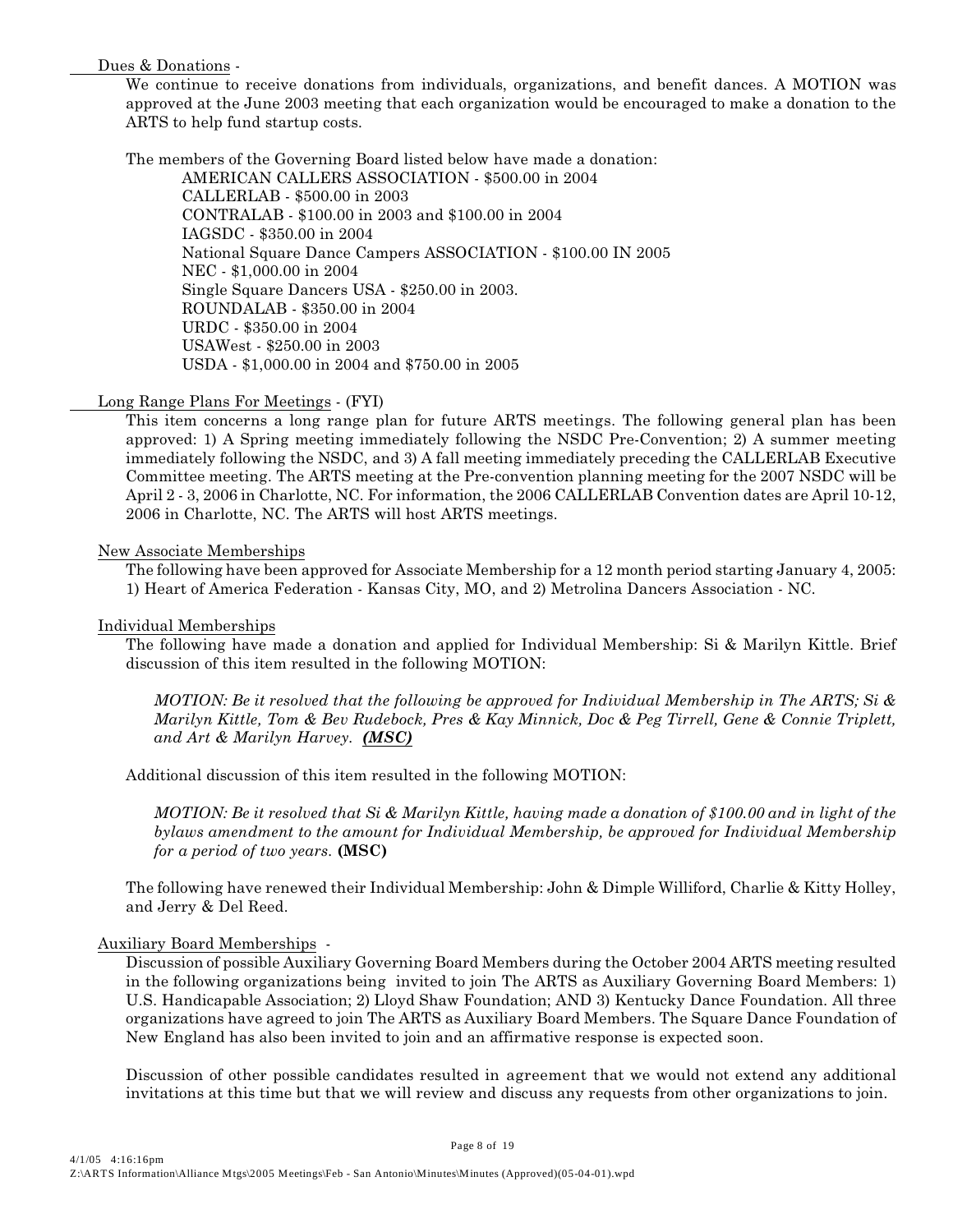Dues & Donations -

We continue to receive donations from individuals, organizations, and benefit dances. A MOTION was approved at the June 2003 meeting that each organization would be encouraged to make a donation to the ARTS to help fund startup costs.

The members of the Governing Board listed below have made a donation:

- AMERICAN CALLERS ASSOCIATION - $500.00 in 2004
- CALLERLAB - $500.00 in 2003
- CONTRALAB - $100.00 in 2003 and $100.00 in 2004
- IAGSDC - $350.00 in 2004
- National Square Dance Campers ASSOCIATION - $100.00 IN 2005
- NEC - $1,000.00 in 2004
- Single Square Dancers USA - $250.00 in 2003.
- ROUNDALAB - $350.00 in 2004
- URDC - $350.00 in 2004
- USAWest - $250.00 in 2003
- USDA - $1,000.00 in 2004 and $750.00 in 2005

Long Range Plans For Meetings - (FYI)

This item concerns a long range plan for future ARTS meetings. The following general plan has been approved: 1) A Spring meeting immediately following the NSDC Pre-Convention; 2) A summer meeting immediately following the NSDC, and 3) A fall meeting immediately preceding the CALLERLAB Executive Committee meeting. The ARTS meeting at the Pre-convention planning meeting for the 2007 NSDC will be April 2 - 3, 2006 in Charlotte, NC. For information, the 2006 CALLERLAB Convention dates are April 10-12, 2006 in Charlotte, NC. The ARTS will host ARTS meetings.

New Associate Memberships

The following have been approved for Associate Membership for a 12 month period starting January 4, 2005: 1) Heart of America Federation - Kansas City, MO, and 2) Metrolina Dancers Association - NC.

Individual Memberships

The following have made a donation and applied for Individual Membership: Si & Marilyn Kittle. Brief discussion of this item resulted in the following MOTION:

*MOTION: Be it resolved that the following be approved for Individual Membership in The ARTS; Si & Marilyn Kittle, Tom & Bev Rudebock, Pres & Kay Minnick, Doc & Peg Tirrell, Gene & Connie Triplett, and Art & Marilyn Harvey.* ***(MSC)***

Additional discussion of this item resulted in the following MOTION:

*MOTION: Be it resolved that Si & Marilyn Kittle, having made a donation of $100.00 and in light of the bylaws amendment to the amount for Individual Membership, be approved for Individual Membership for a period of two years.* **(MSC)**

The following have renewed their Individual Membership: John & Dimple Williford, Charlie & Kitty Holley, and Jerry & Del Reed.

Auxiliary Board Memberships -

Discussion of possible Auxiliary Governing Board Members during the October 2004 ARTS meeting resulted in the following organizations being invited to join The ARTS as Auxiliary Governing Board Members: 1) U.S. Handicapable Association; 2) Lloyd Shaw Foundation; AND 3) Kentucky Dance Foundation. All three organizations have agreed to join The ARTS as Auxiliary Board Members. The Square Dance Foundation of New England has also been invited to join and an affirmative response is expected soon.

Discussion of other possible candidates resulted in agreement that we would not extend any additional invitations at this time but that we will review and discuss any requests from other organizations to join.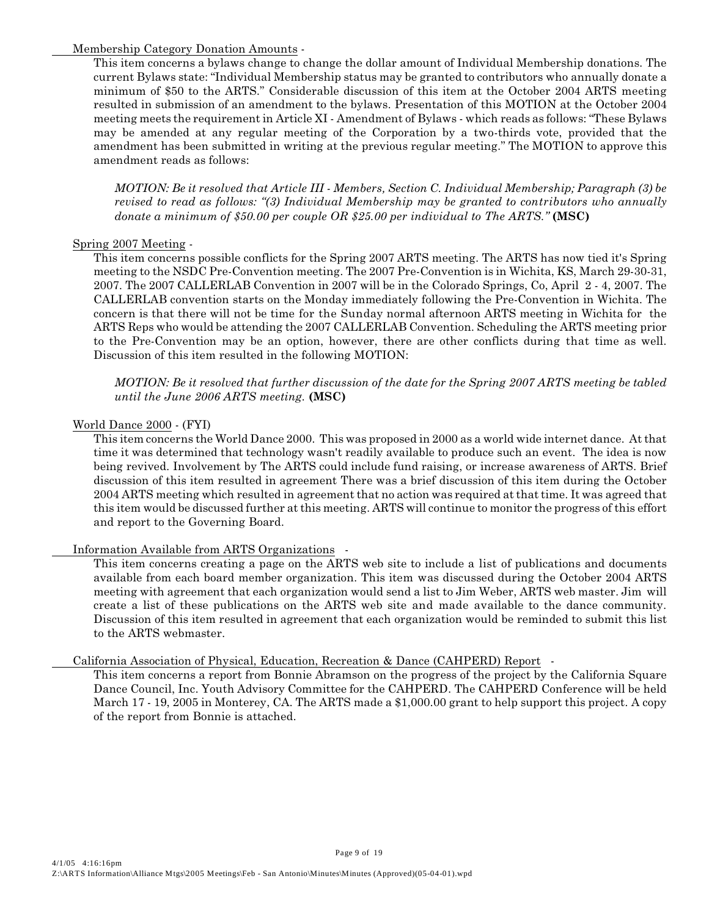<u>Membership Category Donation Amounts</u> -

This item concerns a bylaws change to change the dollar amount of Individual Membership donations. The current Bylaws state: "Individual Membership status may be granted to contributors who annually donate a minimum of $50 to the ARTS." Considerable discussion of this item at the October 2004 ARTS meeting resulted in submission of an amendment to the bylaws. Presentation of this MOTION at the October 2004 meeting meets the requirement in Article XI - Amendment of Bylaws - which reads as follows: "These Bylaws may be amended at any regular meeting of the Corporation by a two-thirds vote, provided that the amendment has been submitted in writing at the previous regular meeting." The MOTION to approve this amendment reads as follows:

*MOTION: Be it resolved that Article III - Members, Section C. Individual Membership; Paragraph (3) be revised to read as follows: "(3) Individual Membership may be granted to contributors who annually donate a minimum of $50.00 per couple OR $25.00 per individual to The ARTS."* **(MSC)**

<u>Spring 2007 Meeting</u> -

This item concerns possible conflicts for the Spring 2007 ARTS meeting. The ARTS has now tied it's Spring meeting to the NSDC Pre-Convention meeting. The 2007 Pre-Convention is in Wichita, KS, March 29-30-31, 2007. The 2007 CALLERLAB Convention in 2007 will be in the Colorado Springs, Co, April 2 - 4, 2007. The CALLERLAB convention starts on the Monday immediately following the Pre-Convention in Wichita. The concern is that there will not be time for the Sunday normal afternoon ARTS meeting in Wichita for the ARTS Reps who would be attending the 2007 CALLERLAB Convention. Scheduling the ARTS meeting prior to the Pre-Convention may be an option, however, there are other conflicts during that time as well. Discussion of this item resulted in the following MOTION:

*MOTION: Be it resolved that further discussion of the date for the Spring 2007 ARTS meeting be tabled until the June 2006 ARTS meeting.* **(MSC)**

<u>World Dance 2000</u> - (FYI)

This item concerns the World Dance 2000. This was proposed in 2000 as a world wide internet dance. At that time it was determined that technology wasn't readily available to produce such an event. The idea is now being revived. Involvement by The ARTS could include fund raising, or increase awareness of ARTS. Brief discussion of this item resulted in agreement There was a brief discussion of this item during the October 2004 ARTS meeting which resulted in agreement that no action was required at that time. It was agreed that this item would be discussed further at this meeting. ARTS will continue to monitor the progress of this effort and report to the Governing Board.

<u>Information Available from ARTS Organizations</u> -

This item concerns creating a page on the ARTS web site to include a list of publications and documents available from each board member organization. This item was discussed during the October 2004 ARTS meeting with agreement that each organization would send a list to Jim Weber, ARTS web master. Jim will create a list of these publications on the ARTS web site and made available to the dance community. Discussion of this item resulted in agreement that each organization would be reminded to submit this list to the ARTS webmaster.

<u>California Association of Physical, Education, Recreation & Dance (CAHPERD) Report</u> -

This item concerns a report from Bonnie Abramson on the progress of the project by the California Square Dance Council, Inc. Youth Advisory Committee for the CAHPERD. The CAHPERD Conference will be held March 17 - 19, 2005 in Monterey, CA. The ARTS made a $1,000.00 grant to help support this project. A copy of the report from Bonnie is attached.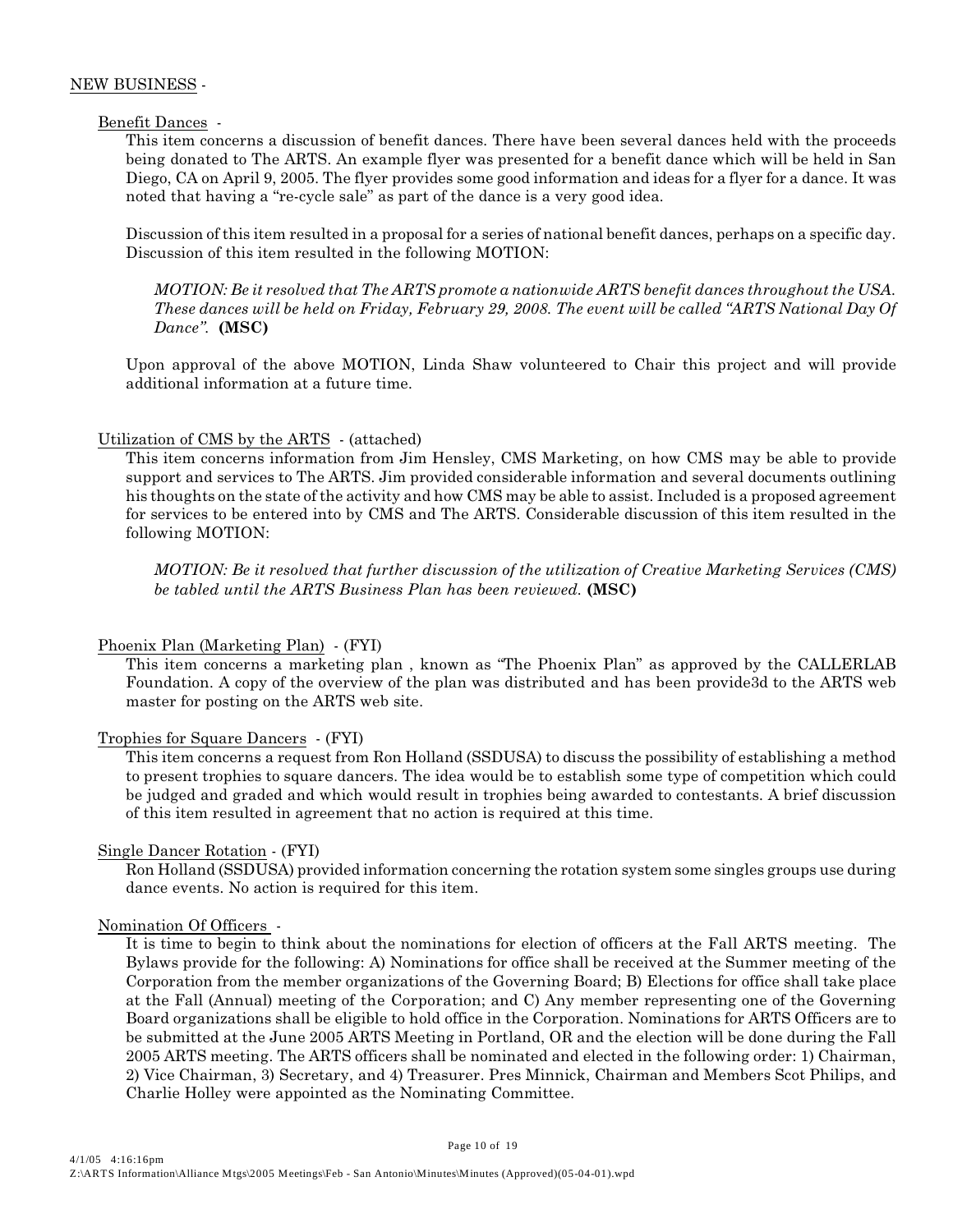NEW BUSINESS -

Benefit Dances -

This item concerns a discussion of benefit dances. There have been several dances held with the proceeds being donated to The ARTS. An example flyer was presented for a benefit dance which will be held in San Diego, CA on April 9, 2005. The flyer provides some good information and ideas for a flyer for a dance. It was noted that having a "re-cycle sale" as part of the dance is a very good idea.

Discussion of this item resulted in a proposal for a series of national benefit dances, perhaps on a specific day. Discussion of this item resulted in the following MOTION:

*MOTION: Be it resolved that The ARTS promote a nationwide ARTS benefit dances throughout the USA. These dances will be held on Friday, February 29, 2008. The event will be called "ARTS National Day Of Dance".* **(MSC)**

Upon approval of the above MOTION, Linda Shaw volunteered to Chair this project and will provide additional information at a future time.

Utilization of CMS by the ARTS - (attached)

This item concerns information from Jim Hensley, CMS Marketing, on how CMS may be able to provide support and services to The ARTS. Jim provided considerable information and several documents outlining his thoughts on the state of the activity and how CMS may be able to assist. Included is a proposed agreement for services to be entered into by CMS and The ARTS. Considerable discussion of this item resulted in the following MOTION:

*MOTION: Be it resolved that further discussion of the utilization of Creative Marketing Services (CMS) be tabled until the ARTS Business Plan has been reviewed.* **(MSC)**

Phoenix Plan (Marketing Plan) - (FYI)

This item concerns a marketing plan , known as "The Phoenix Plan" as approved by the CALLERLAB Foundation. A copy of the overview of the plan was distributed and has been provide3d to the ARTS web master for posting on the ARTS web site.

Trophies for Square Dancers - (FYI)

This item concerns a request from Ron Holland (SSDUSA) to discuss the possibility of establishing a method to present trophies to square dancers. The idea would be to establish some type of competition which could be judged and graded and which would result in trophies being awarded to contestants. A brief discussion of this item resulted in agreement that no action is required at this time.

Single Dancer Rotation - (FYI)

Ron Holland (SSDUSA) provided information concerning the rotation system some singles groups use during dance events. No action is required for this item.

Nomination Of Officers -

It is time to begin to think about the nominations for election of officers at the Fall ARTS meeting. The Bylaws provide for the following: A) Nominations for office shall be received at the Summer meeting of the Corporation from the member organizations of the Governing Board; B) Elections for office shall take place at the Fall (Annual) meeting of the Corporation; and C) Any member representing one of the Governing Board organizations shall be eligible to hold office in the Corporation. Nominations for ARTS Officers are to be submitted at the June 2005 ARTS Meeting in Portland, OR and the election will be done during the Fall 2005 ARTS meeting. The ARTS officers shall be nominated and elected in the following order: 1) Chairman, 2) Vice Chairman, 3) Secretary, and 4) Treasurer. Pres Minnick, Chairman and Members Scot Philips, and Charlie Holley were appointed as the Nominating Committee.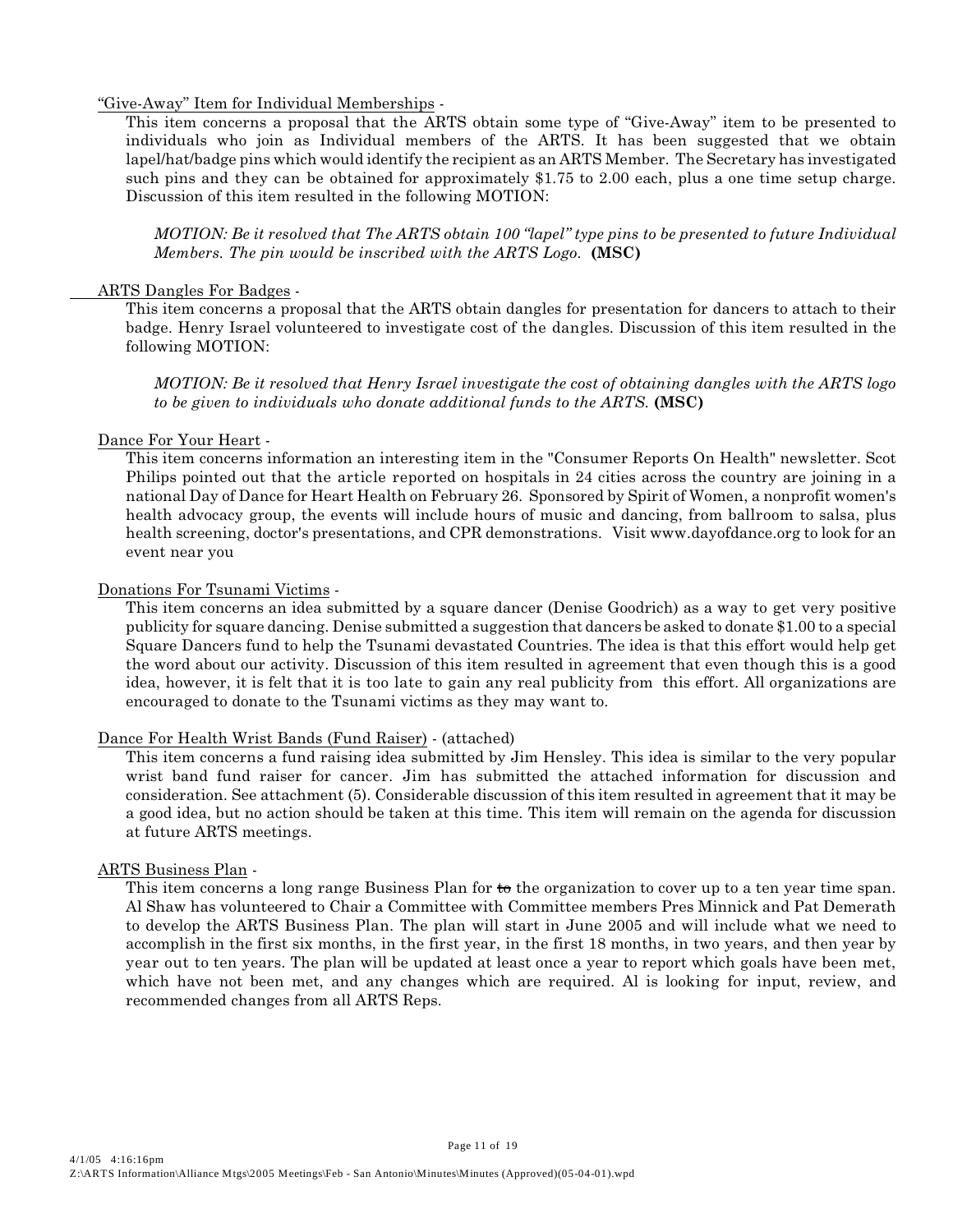"Give-Away" Item for Individual Memberships -

This item concerns a proposal that the ARTS obtain some type of "Give-Away" item to be presented to individuals who join as Individual members of the ARTS. It has been suggested that we obtain lapel/hat/badge pins which would identify the recipient as an ARTS Member. The Secretary has investigated such pins and they can be obtained for approximately $1.75 to 2.00 each, plus a one time setup charge. Discussion of this item resulted in the following MOTION:

> *MOTION: Be it resolved that The ARTS obtain 100 "lapel" type pins to be presented to future Individual Members. The pin would be inscribed with the ARTS Logo.* **(MSC)**

ARTS Dangles For Badges -

This item concerns a proposal that the ARTS obtain dangles for presentation for dancers to attach to their badge. Henry Israel volunteered to investigate cost of the dangles. Discussion of this item resulted in the following MOTION:

> *MOTION: Be it resolved that Henry Israel investigate the cost of obtaining dangles with the ARTS logo to be given to individuals who donate additional funds to the ARTS.* **(MSC)**

Dance For Your Heart -

This item concerns information an interesting item in the "Consumer Reports On Health" newsletter. Scot Philips pointed out that the article reported on hospitals in 24 cities across the country are joining in a national Day of Dance for Heart Health on February 26. Sponsored by Spirit of Women, a nonprofit women's health advocacy group, the events will include hours of music and dancing, from ballroom to salsa, plus health screening, doctor's presentations, and CPR demonstrations. Visit www.dayofdance.org to look for an event near you

Donations For Tsunami Victims -

This item concerns an idea submitted by a square dancer (Denise Goodrich) as a way to get very positive publicity for square dancing. Denise submitted a suggestion that dancers be asked to donate $1.00 to a special Square Dancers fund to help the Tsunami devastated Countries. The idea is that this effort would help get the word about our activity. Discussion of this item resulted in agreement that even though this is a good idea, however, it is felt that it is too late to gain any real publicity from this effort. All organizations are encouraged to donate to the Tsunami victims as they may want to.

Dance For Health Wrist Bands (Fund Raiser) - (attached)

This item concerns a fund raising idea submitted by Jim Hensley. This idea is similar to the very popular wrist band fund raiser for cancer. Jim has submitted the attached information for discussion and consideration. See attachment (5). Considerable discussion of this item resulted in agreement that it may be a good idea, but no action should be taken at this time. This item will remain on the agenda for discussion at future ARTS meetings.

ARTS Business Plan -

This item concerns a long range Business Plan for ~~to~~ the organization to cover up to a ten year time span. Al Shaw has volunteered to Chair a Committee with Committee members Pres Minnick and Pat Demerath to develop the ARTS Business Plan. The plan will start in June 2005 and will include what we need to accomplish in the first six months, in the first year, in the first 18 months, in two years, and then year by year out to ten years. The plan will be updated at least once a year to report which goals have been met, which have not been met, and any changes which are required. Al is looking for input, review, and recommended changes from all ARTS Reps.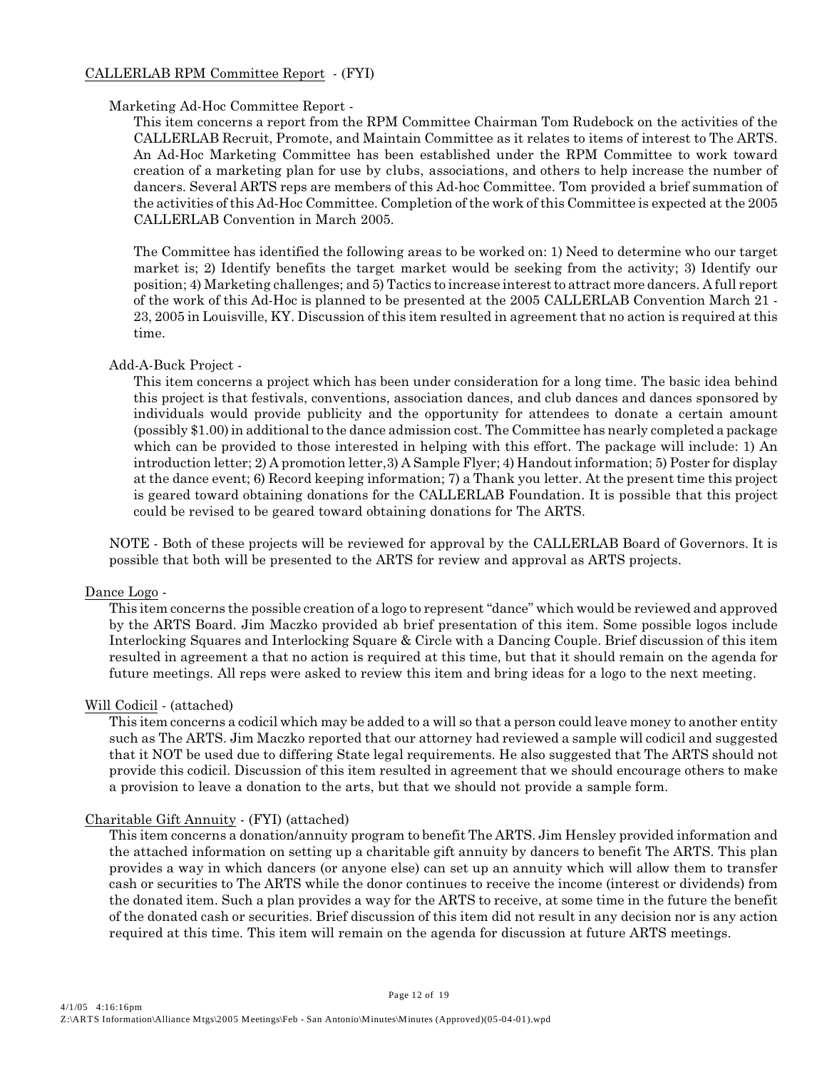CALLERLAB RPM Committee Report - (FYI)

Marketing Ad-Hoc Committee Report -

This item concerns a report from the RPM Committee Chairman Tom Rudebock on the activities of the CALLERLAB Recruit, Promote, and Maintain Committee as it relates to items of interest to The ARTS. An Ad-Hoc Marketing Committee has been established under the RPM Committee to work toward creation of a marketing plan for use by clubs, associations, and others to help increase the number of dancers. Several ARTS reps are members of this Ad-hoc Committee. Tom provided a brief summation of the activities of this Ad-Hoc Committee. Completion of the work of this Committee is expected at the 2005 CALLERLAB Convention in March 2005.

The Committee has identified the following areas to be worked on: 1) Need to determine who our target market is; 2) Identify benefits the target market would be seeking from the activity; 3) Identify our position; 4) Marketing challenges; and 5) Tactics to increase interest to attract more dancers. A full report of the work of this Ad-Hoc is planned to be presented at the 2005 CALLERLAB Convention March 21 - 23, 2005 in Louisville, KY. Discussion of this item resulted in agreement that no action is required at this time.

Add-A-Buck Project -

This item concerns a project which has been under consideration for a long time. The basic idea behind this project is that festivals, conventions, association dances, and club dances and dances sponsored by individuals would provide publicity and the opportunity for attendees to donate a certain amount (possibly $1.00) in additional to the dance admission cost. The Committee has nearly completed a package which can be provided to those interested in helping with this effort. The package will include: 1) An introduction letter; 2) A promotion letter,3) A Sample Flyer; 4) Handout information; 5) Poster for display at the dance event; 6) Record keeping information; 7) a Thank you letter. At the present time this project is geared toward obtaining donations for the CALLERLAB Foundation. It is possible that this project could be revised to be geared toward obtaining donations for The ARTS.

NOTE - Both of these projects will be reviewed for approval by the CALLERLAB Board of Governors. It is possible that both will be presented to the ARTS for review and approval as ARTS projects.

Dance Logo -

This item concerns the possible creation of a logo to represent "dance" which would be reviewed and approved by the ARTS Board. Jim Maczko provided ab brief presentation of this item. Some possible logos include Interlocking Squares and Interlocking Square & Circle with a Dancing Couple. Brief discussion of this item resulted in agreement a that no action is required at this time, but that it should remain on the agenda for future meetings. All reps were asked to review this item and bring ideas for a logo to the next meeting.

Will Codicil - (attached)

This item concerns a codicil which may be added to a will so that a person could leave money to another entity such as The ARTS. Jim Maczko reported that our attorney had reviewed a sample will codicil and suggested that it NOT be used due to differing State legal requirements. He also suggested that The ARTS should not provide this codicil. Discussion of this item resulted in agreement that we should encourage others to make a provision to leave a donation to the arts, but that we should not provide a sample form.

Charitable Gift Annuity - (FYI) (attached)

This item concerns a donation/annuity program to benefit The ARTS. Jim Hensley provided information and the attached information on setting up a charitable gift annuity by dancers to benefit The ARTS. This plan provides a way in which dancers (or anyone else) can set up an annuity which will allow them to transfer cash or securities to The ARTS while the donor continues to receive the income (interest or dividends) from the donated item. Such a plan provides a way for the ARTS to receive, at some time in the future the benefit of the donated cash or securities. Brief discussion of this item did not result in any decision nor is any action required at this time. This item will remain on the agenda for discussion at future ARTS meetings.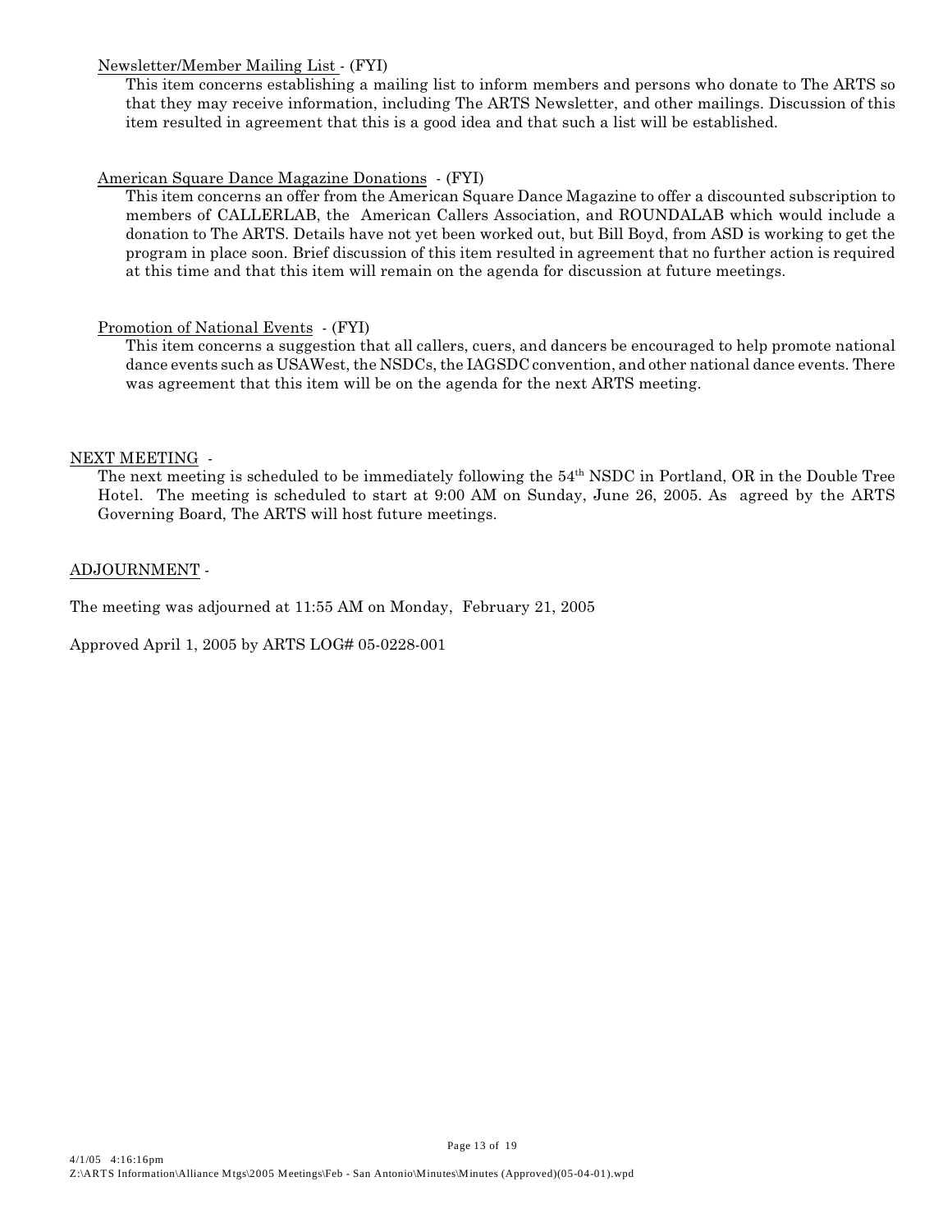Newsletter/Member Mailing List - (FYI)

This item concerns establishing a mailing list to inform members and persons who donate to The ARTS so that they may receive information, including The ARTS Newsletter, and other mailings. Discussion of this item resulted in agreement that this is a good idea and that such a list will be established.

American Square Dance Magazine Donations - (FYI)

This item concerns an offer from the American Square Dance Magazine to offer a discounted subscription to members of CALLERLAB, the American Callers Association, and ROUNDALAB which would include a donation to The ARTS. Details have not yet been worked out, but Bill Boyd, from ASD is working to get the program in place soon. Brief discussion of this item resulted in agreement that no further action is required at this time and that this item will remain on the agenda for discussion at future meetings.

Promotion of National Events - (FYI)

This item concerns a suggestion that all callers, cuers, and dancers be encouraged to help promote national dance events such as USAWest, the NSDCs, the IAGSDC convention, and other national dance events. There was agreement that this item will be on the agenda for the next ARTS meeting.

NEXT MEETING -

The next meeting is scheduled to be immediately following the 54th NSDC in Portland, OR in the Double Tree Hotel. The meeting is scheduled to start at 9:00 AM on Sunday, June 26, 2005. As agreed by the ARTS Governing Board, The ARTS will host future meetings.

ADJOURNMENT -

The meeting was adjourned at 11:55 AM on Monday, February 21, 2005

Approved April 1, 2005 by ARTS LOG# 05-0228-001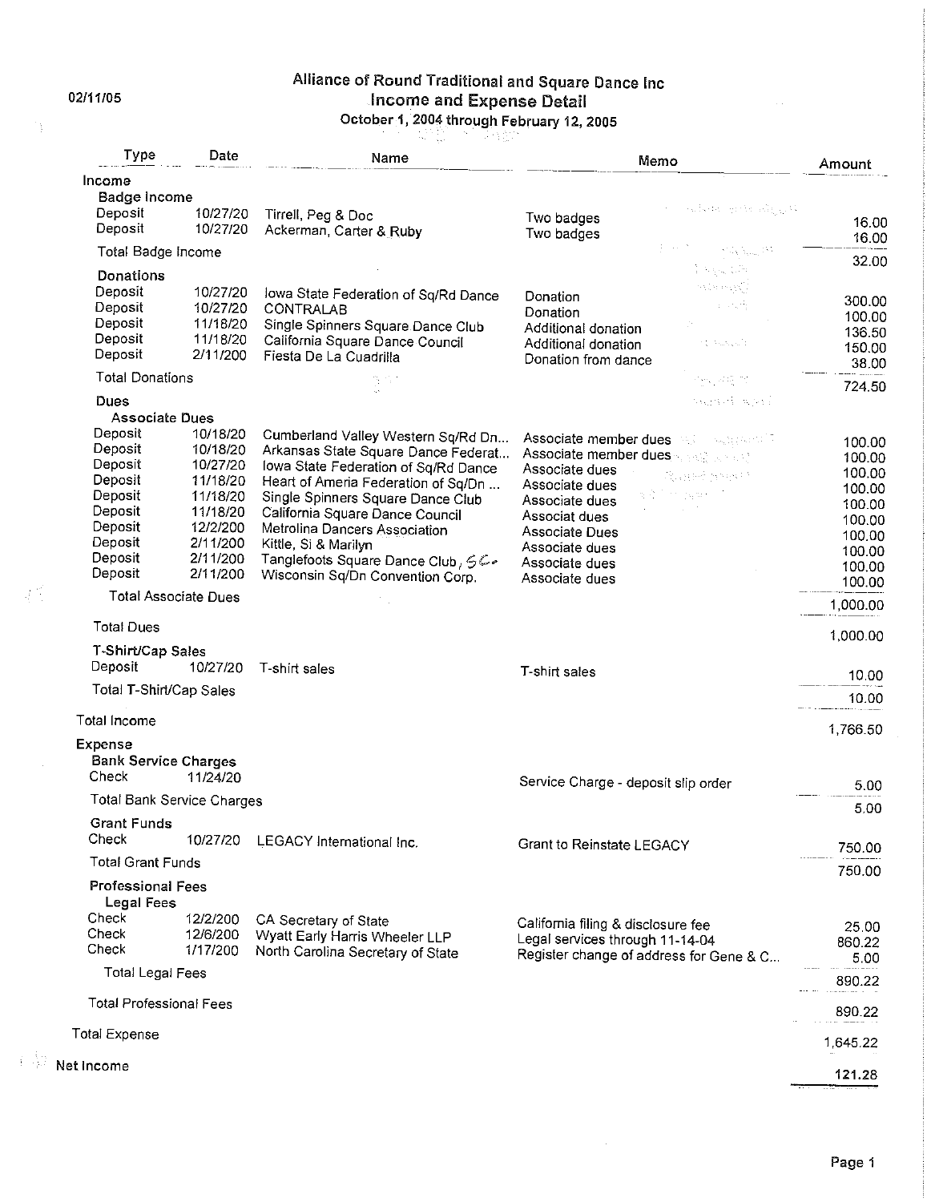02/11/05

# Alliance of Round Traditional and Square Dance Inc
## Income and Expense Detail
### October 1, 2004 through February 12, 2005

| Type | Date | Name | Memo | Amount |
|---|---|---|---|---|
| **Income** | | | | |
| **Badge Income** | | | | |
| Deposit | 10/27/20 | Tirrell, Peg & Doc | Two badges | 16.00 |
| Deposit | 10/27/20 | Ackerman, Carter & Ruby | Two badges | 16.00 |
| Total Badge Income | | | | 32.00 |
| **Donations** | | | | |
| Deposit | 10/27/20 | Iowa State Federation of Sq/Rd Dance | Donation | 300.00 |
| Deposit | 10/27/20 | CONTRALAB | Donation | 100.00 |
| Deposit | 11/18/20 | Single Spinners Square Dance Club | Additional donation | 136.50 |
| Deposit | 11/18/20 | California Square Dance Council | Additional donation | 150.00 |
| Deposit | 2/11/200 | Fiesta De La Cuadrilla | Donation from dance | 38.00 |
| Total Donations | | | | 724.50 |
| **Dues** | | | | |
| **Associate Dues** | | | | |
| Deposit | 10/18/20 | Cumberland Valley Western Sq/Rd Dn... | Associate member dues | 100.00 |
| Deposit | 10/18/20 | Arkansas State Square Dance Federat... | Associate member dues | 100.00 |
| Deposit | 10/27/20 | Iowa State Federation of Sq/Rd Dance | Associate dues | 100.00 |
| Deposit | 11/18/20 | Heart of Ameria Federation of Sq/Dn ... | Associate dues | 100.00 |
| Deposit | 11/18/20 | Single Spinners Square Dance Club | Associate dues | 100.00 |
| Deposit | 11/18/20 | California Square Dance Council | Associat dues | 100.00 |
| Deposit | 12/2/200 | Metrolina Dancers Association | Associate Dues | 100.00 |
| Deposit | 2/11/200 | Kittle, Si & Marilyn | Associate dues | 100.00 |
| Deposit | 2/11/200 | Tanglefoots Square Dance Club, SC | Associate dues | 100.00 |
| Deposit | 2/11/200 | Wisconsin Sq/Dn Convention Corp. | Associate dues | 100.00 |
| Total Associate Dues | | | | 1,000.00 |
| Total Dues | | | | 1,000.00 |
| **T-Shirt/Cap Sales** | | | | |
| Deposit | 10/27/20 | T-shirt sales | T-shirt sales | 10.00 |
| Total T-Shirt/Cap Sales | | | | 10.00 |
| Total Income | | | | 1,766.50 |
| **Expense** | | | | |
| **Bank Service Charges** | | | | |
| Check | 11/24/20 | | Service Charge - deposit slip order | 5.00 |
| Total Bank Service Charges | | | | 5.00 |
| **Grant Funds** | | | | |
| Check | 10/27/20 | LEGACY International Inc. | Grant to Reinstate LEGACY | 750.00 |
| Total Grant Funds | | | | 750.00 |
| **Professional Fees** | | | | |
| **Legal Fees** | | | | |
| Check | 12/2/200 | CA Secretary of State | California filing & disclosure fee | 25.00 |
| Check | 12/6/200 | Wyatt Early Harris Wheeler LLP | Legal services through 11-14-04 | 860.22 |
| Check | 1/17/200 | North Carolina Secretary of State | Register change of address for Gene & C... | 5.00 |
| Total Legal Fees | | | | 890.22 |
| Total Professional Fees | | | | 890.22 |
| Total Expense | | | | 1,645.22 |
| **Net Income** | | | | **121.28** |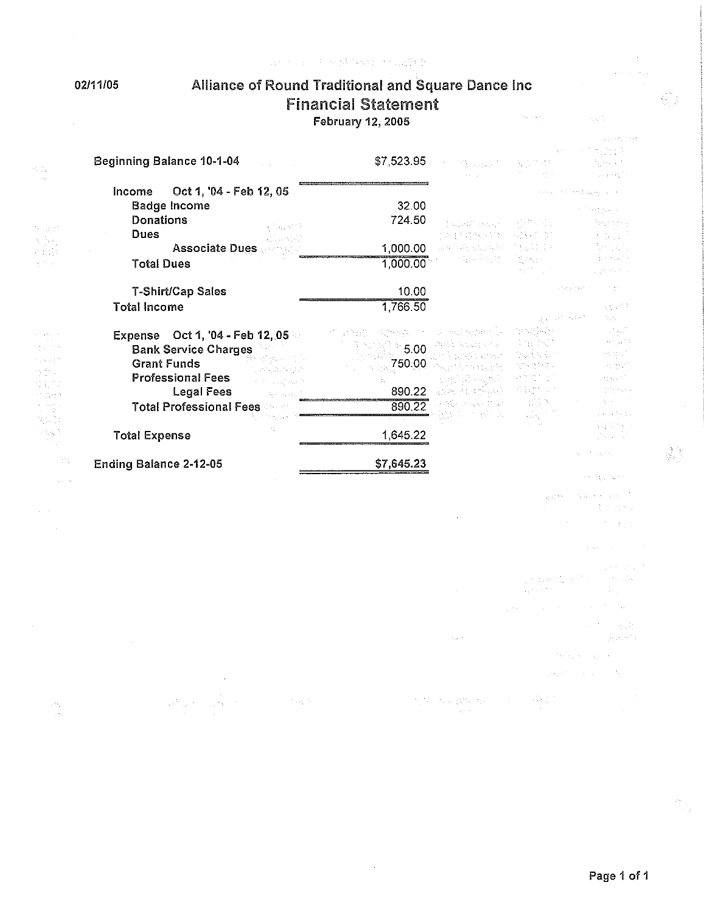02/11/05

# Alliance of Round Traditional and Square Dance Inc
## Financial Statement
February 12, 2005

| | |
|---|---|
| **Beginning Balance 10-1-04** | $7,523.95 |
| **Income Oct 1, '04 - Feb 12, 05** | |
| Badge Income | 32.00 |
| Donations | 724.50 |
| Dues | |
| Associate Dues | 1,000.00 |
| Total Dues | 1,000.00 |
| T-Shirt/Cap Sales | 10.00 |
| **Total Income** | 1,766.50 |
| **Expense Oct 1, '04 - Feb 12, 05** | |
| Bank Service Charges | 5.00 |
| Grant Funds | 750.00 |
| Professional Fees | |
| Legal Fees | 890.22 |
| Total Professional Fees | 890.22 |
| **Total Expense** | 1,645.22 |
| **Ending Balance 2-12-05** | $7,645.23 |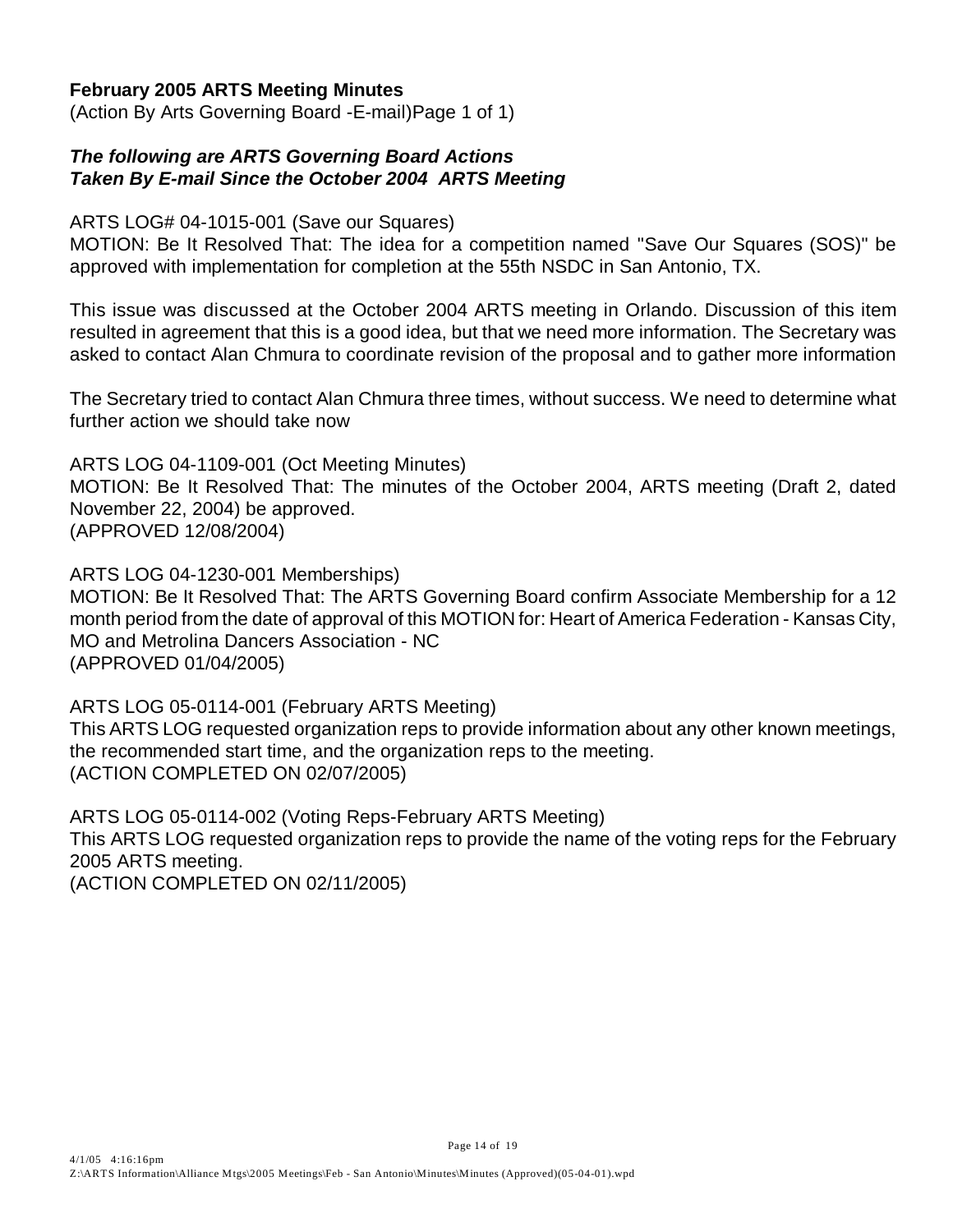**February 2005 ARTS Meeting Minutes**

(Action By Arts Governing Board -E-mail)Page 1 of 1)

***The following are ARTS Governing Board Actions Taken By E-mail Since the October 2004 ARTS Meeting***

ARTS LOG# 04-1015-001 (Save our Squares)

MOTION: Be It Resolved That: The idea for a competition named "Save Our Squares (SOS)" be approved with implementation for completion at the 55th NSDC in San Antonio, TX.

This issue was discussed at the October 2004 ARTS meeting in Orlando. Discussion of this item resulted in agreement that this is a good idea, but that we need more information. The Secretary was asked to contact Alan Chmura to coordinate revision of the proposal and to gather more information

The Secretary tried to contact Alan Chmura three times, without success. We need to determine what further action we should take now

ARTS LOG 04-1109-001 (Oct Meeting Minutes)

MOTION: Be It Resolved That: The minutes of the October 2004, ARTS meeting (Draft 2, dated November 22, 2004) be approved.

(APPROVED 12/08/2004)

ARTS LOG 04-1230-001 Memberships)

MOTION: Be It Resolved That: The ARTS Governing Board confirm Associate Membership for a 12 month period from the date of approval of this MOTION for: Heart of America Federation - Kansas City, MO and Metrolina Dancers Association - NC

(APPROVED 01/04/2005)

ARTS LOG 05-0114-001 (February ARTS Meeting)

This ARTS LOG requested organization reps to provide information about any other known meetings, the recommended start time, and the organization reps to the meeting.

(ACTION COMPLETED ON 02/07/2005)

ARTS LOG 05-0114-002 (Voting Reps-February ARTS Meeting)

This ARTS LOG requested organization reps to provide the name of the voting reps for the February 2005 ARTS meeting.

(ACTION COMPLETED ON 02/11/2005)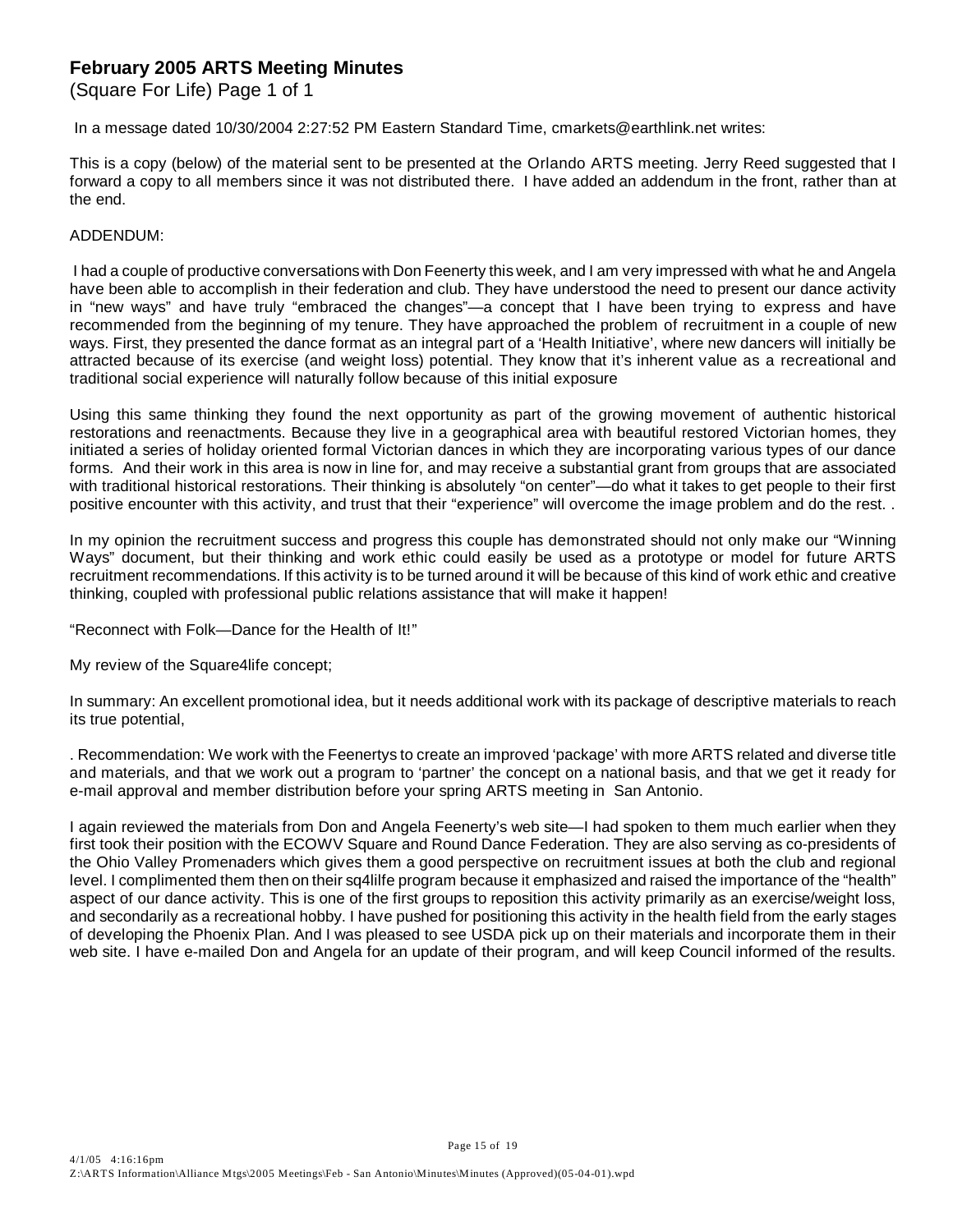## February 2005 ARTS Meeting Minutes

(Square For Life) Page 1 of 1

In a message dated 10/30/2004 2:27:52 PM Eastern Standard Time, cmarkets@earthlink.net writes:

This is a copy (below) of the material sent to be presented at the Orlando ARTS meeting. Jerry Reed suggested that I forward a copy to all members since it was not distributed there. I have added an addendum in the front, rather than at the end.

ADDENDUM:

I had a couple of productive conversations with Don Feenerty this week, and I am very impressed with what he and Angela have been able to accomplish in their federation and club. They have understood the need to present our dance activity in "new ways" and have truly "embraced the changes"—a concept that I have been trying to express and have recommended from the beginning of my tenure. They have approached the problem of recruitment in a couple of new ways. First, they presented the dance format as an integral part of a 'Health Initiative', where new dancers will initially be attracted because of its exercise (and weight loss) potential. They know that it's inherent value as a recreational and traditional social experience will naturally follow because of this initial exposure

Using this same thinking they found the next opportunity as part of the growing movement of authentic historical restorations and reenactments. Because they live in a geographical area with beautiful restored Victorian homes, they initiated a series of holiday oriented formal Victorian dances in which they are incorporating various types of our dance forms. And their work in this area is now in line for, and may receive a substantial grant from groups that are associated with traditional historical restorations. Their thinking is absolutely "on center"—do what it takes to get people to their first positive encounter with this activity, and trust that their "experience" will overcome the image problem and do the rest. .

In my opinion the recruitment success and progress this couple has demonstrated should not only make our "Winning Ways" document, but their thinking and work ethic could easily be used as a prototype or model for future ARTS recruitment recommendations. If this activity is to be turned around it will be because of this kind of work ethic and creative thinking, coupled with professional public relations assistance that will make it happen!

"Reconnect with Folk—Dance for the Health of It!"

My review of the Square4life concept;

In summary: An excellent promotional idea, but it needs additional work with its package of descriptive materials to reach its true potential,

. Recommendation: We work with the Feenertys to create an improved 'package' with more ARTS related and diverse title and materials, and that we work out a program to 'partner' the concept on a national basis, and that we get it ready for e-mail approval and member distribution before your spring ARTS meeting in San Antonio.

I again reviewed the materials from Don and Angela Feenerty's web site—I had spoken to them much earlier when they first took their position with the ECOWV Square and Round Dance Federation. They are also serving as co-presidents of the Ohio Valley Promenaders which gives them a good perspective on recruitment issues at both the club and regional level. I complimented them then on their sq4lilfe program because it emphasized and raised the importance of the "health" aspect of our dance activity. This is one of the first groups to reposition this activity primarily as an exercise/weight loss, and secondarily as a recreational hobby. I have pushed for positioning this activity in the health field from the early stages of developing the Phoenix Plan. And I was pleased to see USDA pick up on their materials and incorporate them in their web site. I have e-mailed Don and Angela for an update of their program, and will keep Council informed of the results.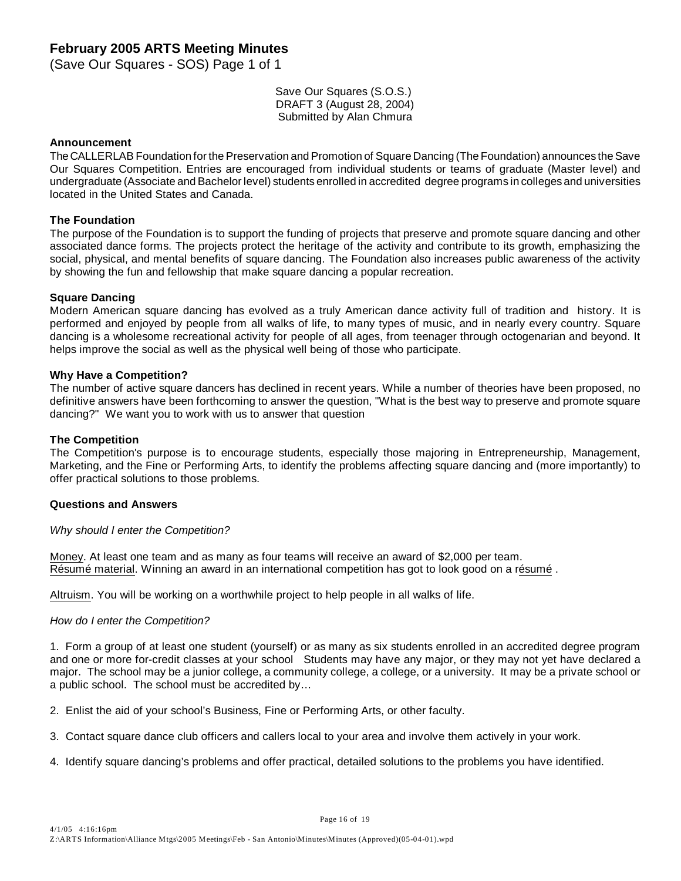# February 2005 ARTS Meeting Minutes

(Save Our Squares - SOS) Page 1 of 1

Save Our Squares (S.O.S.)
DRAFT 3 (August 28, 2004)
Submitted by Alan Chmura

**Announcement**

The CALLERLAB Foundation for the Preservation and Promotion of Square Dancing (The Foundation) announces the Save Our Squares Competition. Entries are encouraged from individual students or teams of graduate (Master level) and undergraduate (Associate and Bachelor level) students enrolled in accredited degree programs in colleges and universities located in the United States and Canada.

**The Foundation**

The purpose of the Foundation is to support the funding of projects that preserve and promote square dancing and other associated dance forms. The projects protect the heritage of the activity and contribute to its growth, emphasizing the social, physical, and mental benefits of square dancing. The Foundation also increases public awareness of the activity by showing the fun and fellowship that make square dancing a popular recreation.

**Square Dancing**

Modern American square dancing has evolved as a truly American dance activity full of tradition and history. It is performed and enjoyed by people from all walks of life, to many types of music, and in nearly every country. Square dancing is a wholesome recreational activity for people of all ages, from teenager through octogenarian and beyond. It helps improve the social as well as the physical well being of those who participate.

**Why Have a Competition?**

The number of active square dancers has declined in recent years. While a number of theories have been proposed, no definitive answers have been forthcoming to answer the question, "What is the best way to preserve and promote square dancing?" We want you to work with us to answer that question

**The Competition**

The Competition's purpose is to encourage students, especially those majoring in Entrepreneurship, Management, Marketing, and the Fine or Performing Arts, to identify the problems affecting square dancing and (more importantly) to offer practical solutions to those problems.

**Questions and Answers**

*Why should I enter the Competition?*

Money. At least one team and as many as four teams will receive an award of $2,000 per team.
Résumé material. Winning an award in an international competition has got to look good on a résumé .

Altruism. You will be working on a worthwhile project to help people in all walks of life.

*How do I enter the Competition?*

1. Form a group of at least one student (yourself) or as many as six students enrolled in an accredited degree program and one or more for-credit classes at your school Students may have any major, or they may not yet have declared a major. The school may be a junior college, a community college, a college, or a university. It may be a private school or a public school. The school must be accredited by…

2. Enlist the aid of your school's Business, Fine or Performing Arts, or other faculty.

3. Contact square dance club officers and callers local to your area and involve them actively in your work.

4. Identify square dancing's problems and offer practical, detailed solutions to the problems you have identified.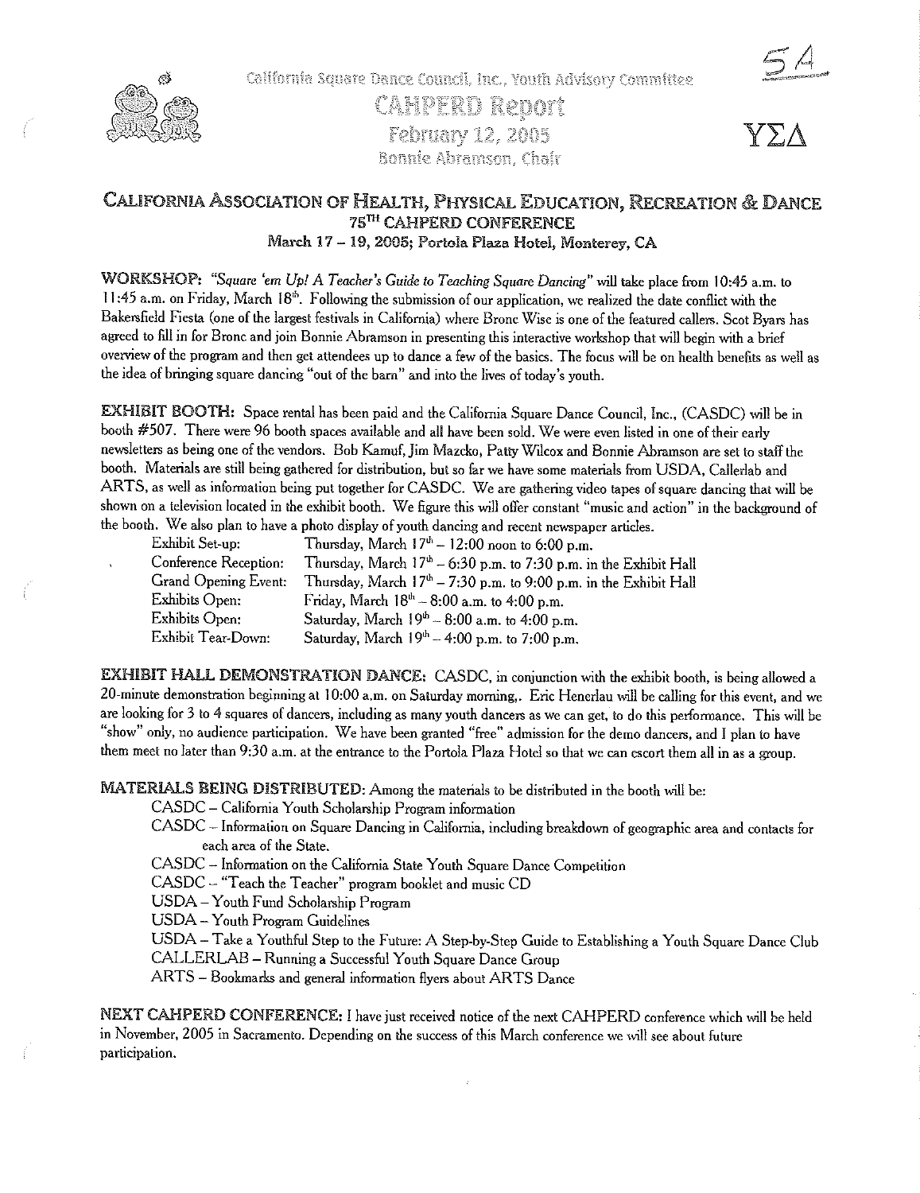California Square Dance Council, Inc., Youth Advisory Committee

# CAHPERD Report

February 12, 2005

Bonnie Abramson, Chair

ΥΣΔ

## California Association of Health, Physical Education, Recreation & Dance
## 75TH CAHPERD CONFERENCE

**March 17 – 19, 2005; Portola Plaza Hotel, Monterey, CA**

**WORKSHOP:** *"Square 'em Up! A Teacher's Guide to Teaching Square Dancing"* will take place from 10:45 a.m. to 11:45 a.m. on Friday, March 18th. Following the submission of our application, we realized the date conflict with the Bakersfield Fiesta (one of the largest festivals in California) where Bronc Wise is one of the featured callers. Scot Byars has agreed to fill in for Bronc and join Bonnie Abramson in presenting this interactive workshop that will begin with a brief overview of the program and then get attendees up to dance a few of the basics. The focus will be on health benefits as well as the idea of bringing square dancing "out of the barn" and into the lives of today's youth.

**EXHIBIT BOOTH:** Space rental has been paid and the California Square Dance Council, Inc., (CASDC) will be in booth #507. There were 96 booth spaces available and all have been sold. We were even listed in one of their early newsletters as being one of the vendors. Bob Kamuf, Jim Mazcko, Patty Wilcox and Bonnie Abramson are set to staff the booth. Materials are still being gathered for distribution, but so far we have some materials from USDA, Callerlab and ARTS, as well as information being put together for CASDC. We are gathering video tapes of square dancing that will be shown on a television located in the exhibit booth. We figure this will offer constant "music and action" in the background of the booth. We also plan to have a photo display of youth dancing and recent newspaper articles.

| | |
|---|---|
| Exhibit Set-up: | Thursday, March 17th – 12:00 noon to 6:00 p.m. |
| Conference Reception: | Thursday, March 17th – 6:30 p.m. to 7:30 p.m. in the Exhibit Hall |
| Grand Opening Event: | Thursday, March 17th – 7:30 p.m. to 9:00 p.m. in the Exhibit Hall |
| Exhibits Open: | Friday, March 18th – 8:00 a.m. to 4:00 p.m. |
| Exhibits Open: | Saturday, March 19th – 8:00 a.m. to 4:00 p.m. |
| Exhibit Tear-Down: | Saturday, March 19th – 4:00 p.m. to 7:00 p.m. |

**EXHIBIT HALL DEMONSTRATION DANCE:** CASDC, in conjunction with the exhibit booth, is being allowed a 20-minute demonstration beginning at 10:00 a.m. on Saturday morning,. Eric Henerlau will be calling for this event, and we are looking for 3 to 4 squares of dancers, including as many youth dancers as we can get, to do this performance. This will be "show" only, no audience participation. We have been granted "free" admission for the demo dancers, and I plan to have them meet no later than 9:30 a.m. at the entrance to the Portola Plaza Hotel so that we can escort them all in as a group.

**MATERIALS BEING DISTRIBUTED:** Among the materials to be distributed in the booth will be:

- CASDC – California Youth Scholarship Program information
- CASDC – Information on Square Dancing in California, including breakdown of geographic area and contacts for each area of the State.
- CASDC – Information on the California State Youth Square Dance Competition
- CASDC – "Teach the Teacher" program booklet and music CD
- USDA – Youth Fund Scholarship Program
- USDA – Youth Program Guidelines
- USDA – Take a Youthful Step to the Future: A Step-by-Step Guide to Establishing a Youth Square Dance Club
- CALLERLAB – Running a Successful Youth Square Dance Group
- ARTS – Bookmarks and general information flyers about ARTS Dance

**NEXT CAHPERD CONFERENCE:** I have just received notice of the next CAHPERD conference which will be held in November, 2005 in Sacramento. Depending on the success of this March conference we will see about future participation.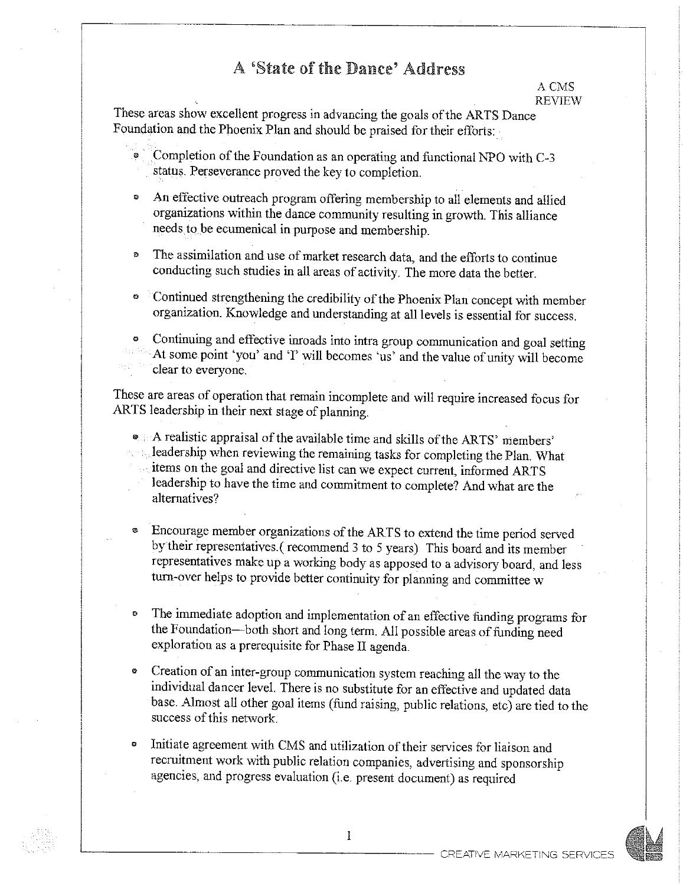# A 'State of the Dance' Address

A CMS REVIEW

These areas show excellent progress in advancing the goals of the ARTS Dance Foundation and the Phoenix Plan and should be praised for their efforts:

- Completion of the Foundation as an operating and functional NPO with C-3 status. Perseverance proved the key to completion.
- An effective outreach program offering membership to all elements and allied organizations within the dance community resulting in growth. This alliance needs to be ecumenical in purpose and membership.
- The assimilation and use of market research data, and the efforts to continue conducting such studies in all areas of activity. The more data the better.
- Continued strengthening the credibility of the Phoenix Plan concept with member organization. Knowledge and understanding at all levels is essential for success.
- Continuing and effective inroads into intra group communication and goal setting At some point 'you' and 'I' will becomes 'us' and the value of unity will become clear to everyone.

These are areas of operation that remain incomplete and will require increased focus for ARTS leadership in their next stage of planning.

- A realistic appraisal of the available time and skills of the ARTS' members' leadership when reviewing the remaining tasks for completing the Plan. What items on the goal and directive list can we expect current, informed ARTS leadership to have the time and commitment to complete? And what are the alternatives?
- Encourage member organizations of the ARTS to extend the time period served by their representatives.( recommend 3 to 5 years) This board and its member representatives make up a working body as apposed to a advisory board, and less turn-over helps to provide better continuity for planning and committee w
- The immediate adoption and implementation of an effective funding programs for the Foundation—both short and long term. All possible areas of funding need exploration as a prerequisite for Phase II agenda.
- Creation of an inter-group communication system reaching all the way to the individual dancer level. There is no substitute for an effective and updated data base. Almost all other goal items (fund raising, public relations, etc) are tied to the success of this network.
- Initiate agreement with CMS and utilization of their services for liaison and recruitment work with public relation companies, advertising and sponsorship agencies, and progress evaluation (i.e. present document) as required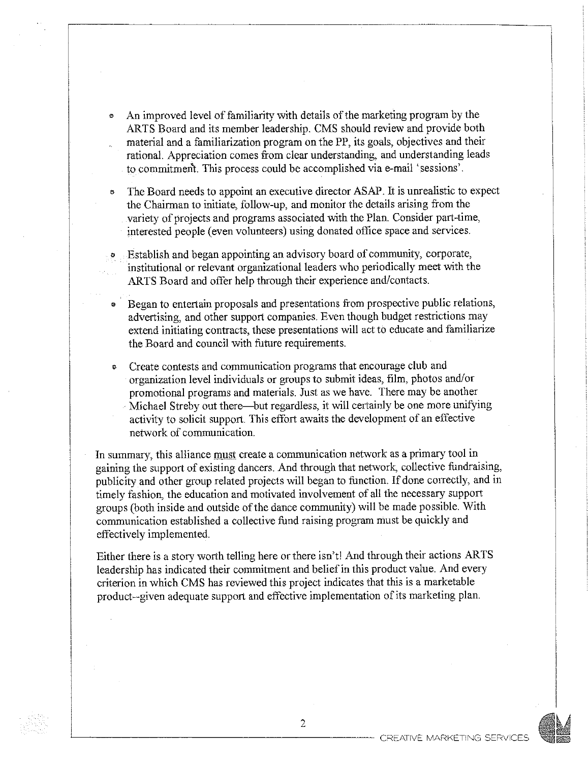- An improved level of familiarity with details of the marketing program by the ARTS Board and its member leadership. CMS should review and provide both material and a familiarization program on the PP, its goals, objectives and their rational. Appreciation comes from clear understanding, and understanding leads to commitment. This process could be accomplished via e-mail 'sessions'.

- The Board needs to appoint an executive director ASAP. It is unrealistic to expect the Chairman to initiate, follow-up, and monitor the details arising from the variety of projects and programs associated with the Plan. Consider part-time, interested people (even volunteers) using donated office space and services.

- Establish and began appointing an advisory board of community, corporate, institutional or relevant organizational leaders who periodically meet with the ARTS Board and offer help through their experience and/contacts.

- Began to entertain proposals and presentations from prospective public relations, advertising, and other support companies. Even though budget restrictions may extend initiating contracts, these presentations will act to educate and familiarize the Board and council with future requirements.

- Create contests and communication programs that encourage club and organization level individuals or groups to submit ideas, film, photos and/or promotional programs and materials. Just as we have. There may be another Michael Streby out there—but regardless, it will certainly be one more unifying activity to solicit support. This effort awaits the development of an effective network of communication.

In summary, this alliance must create a communication network as a primary tool in gaining the support of existing dancers. And through that network, collective fundraising, publicity and other group related projects will began to function. If done correctly, and in timely fashion, the education and motivated involvement of all the necessary support groups (both inside and outside of the dance community) will be made possible. With communication established a collective fund raising program must be quickly and effectively implemented.

Either there is a story worth telling here or there isn't! And through their actions ARTS leadership has indicated their commitment and belief in this product value. And every criterion in which CMS has reviewed this project indicates that this is a marketable product--given adequate support and effective implementation of its marketing plan.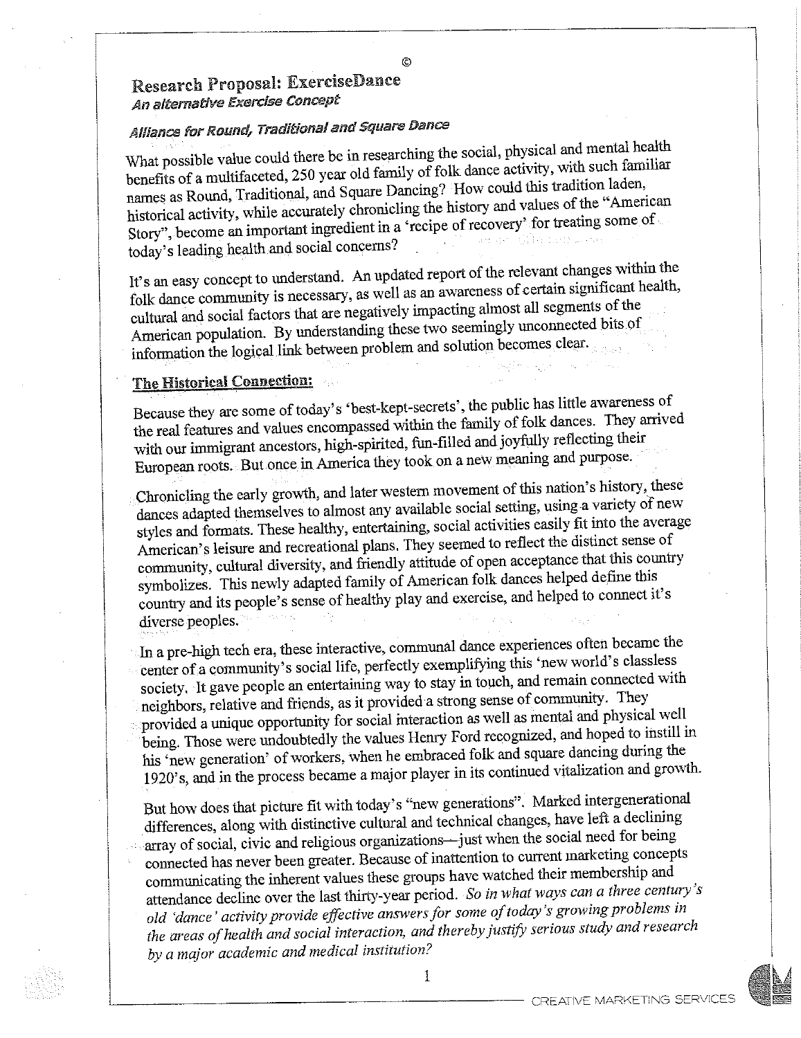©

# Research Proposal: ExerciseDance

*An alternative Exercise Concept*

## *Alliance for Round, Traditional and Square Dance*

What possible value could there be in researching the social, physical and mental health benefits of a multifaceted, 250 year old family of folk dance activity, with such familiar names as Round, Traditional, and Square Dancing? How could this tradition laden, historical activity, while accurately chronicling the history and values of the "American Story", become an important ingredient in a 'recipe of recovery' for treating some of today's leading health and social concerns?

It's an easy concept to understand. An updated report of the relevant changes within the folk dance community is necessary, as well as an awareness of certain significant health, cultural and social factors that are negatively impacting almost all segments of the American population. By understanding these two seemingly unconnected bits of information the logical link between problem and solution becomes clear.

## <u>The Historical Connection:</u>

Because they are some of today's 'best-kept-secrets', the public has little awareness of the real features and values encompassed within the family of folk dances. They arrived with our immigrant ancestors, high-spirited, fun-filled and joyfully reflecting their European roots. But once in America they took on a new meaning and purpose.

Chronicling the early growth, and later western movement of this nation's history, these dances adapted themselves to almost any available social setting, using a variety of new styles and formats. These healthy, entertaining, social activities easily fit into the average American's leisure and recreational plans. They seemed to reflect the distinct sense of community, cultural diversity, and friendly attitude of open acceptance that this country symbolizes. This newly adapted family of American folk dances helped define this country and its people's sense of healthy play and exercise, and helped to connect it's diverse peoples.

In a pre-high tech era, these interactive, communal dance experiences often became the center of a community's social life, perfectly exemplifying this 'new world's classless society. It gave people an entertaining way to stay in touch, and remain connected with neighbors, relative and friends, as it provided a strong sense of community. They provided a unique opportunity for social interaction as well as mental and physical well being. Those were undoubtedly the values Henry Ford recognized, and hoped to instill in his 'new generation' of workers, when he embraced folk and square dancing during the 1920's, and in the process became a major player in its continued vitalization and growth.

But how does that picture fit with today's "new generations". Marked intergenerational differences, along with distinctive cultural and technical changes, have left a declining array of social, civic and religious organizations—just when the social need for being connected has never been greater. Because of inattention to current marketing concepts communicating the inherent values these groups have watched their membership and attendance decline over the last thirty-year period. *So in what ways can a three century's old 'dance' activity provide effective answers for some of today's growing problems in the areas of health and social interaction, and thereby justify serious study and research by a major academic and medical institution?*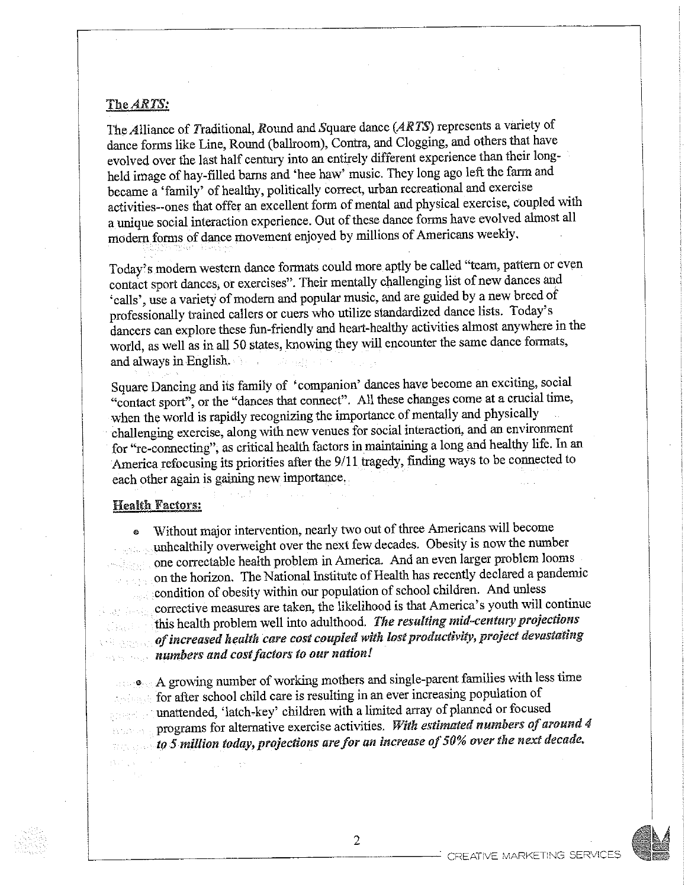## The *ARTS:*

The *A*lliance of *T*raditional, *R*ound and *S*quare dance (*ARTS*) represents a variety of dance forms like Line, Round (ballroom), Contra, and Clogging, and others that have evolved over the last half century into an entirely different experience than their long-held image of hay-filled barns and 'hee haw' music. They long ago left the farm and became a 'family' of healthy, politically correct, urban recreational and exercise activities--ones that offer an excellent form of mental and physical exercise, coupled with a unique social interaction experience. Out of these dance forms have evolved almost all modern forms of dance movement enjoyed by millions of Americans weekly.

Today's modern western dance formats could more aptly be called "team, pattern or even contact sport dances, or exercises". Their mentally challenging list of new dances and 'calls', use a variety of modern and popular music, and are guided by a new breed of professionally trained callers or cuers who utilize standardized dance lists. Today's dancers can explore these fun-friendly and heart-healthy activities almost anywhere in the world, as well as in all 50 states, knowing they will encounter the same dance formats, and always in English.

Square Dancing and its family of 'companion' dances have become an exciting, social "contact sport", or the "dances that connect". All these changes come at a crucial time, when the world is rapidly recognizing the importance of mentally and physically challenging exercise, along with new venues for social interaction, and an environment for "re-connecting", as critical health factors in maintaining a long and healthy life. In an America refocusing its priorities after the 9/11 tragedy, finding ways to be connected to each other again is gaining new importance.

## Health Factors:

- Without major intervention, nearly two out of three Americans will become unhealthily overweight over the next few decades. Obesity is now the number one correctable health problem in America. And an even larger problem looms on the horizon. The National Institute of Health has recently declared a pandemic condition of obesity within our population of school children. And unless corrective measures are taken, the likelihood is that America's youth will continue this health problem well into adulthood. ***The resulting mid-century projections of increased health care cost coupled with lost productivity, project devastating numbers and cost factors to our nation!***

- A growing number of working mothers and single-parent families with less time for after school child care is resulting in an ever increasing population of unattended, 'latch-key' children with a limited array of planned or focused programs for alternative exercise activities. ***With estimated numbers of around 4 to 5 million today, projections are for an increase of 50% over the next decade.***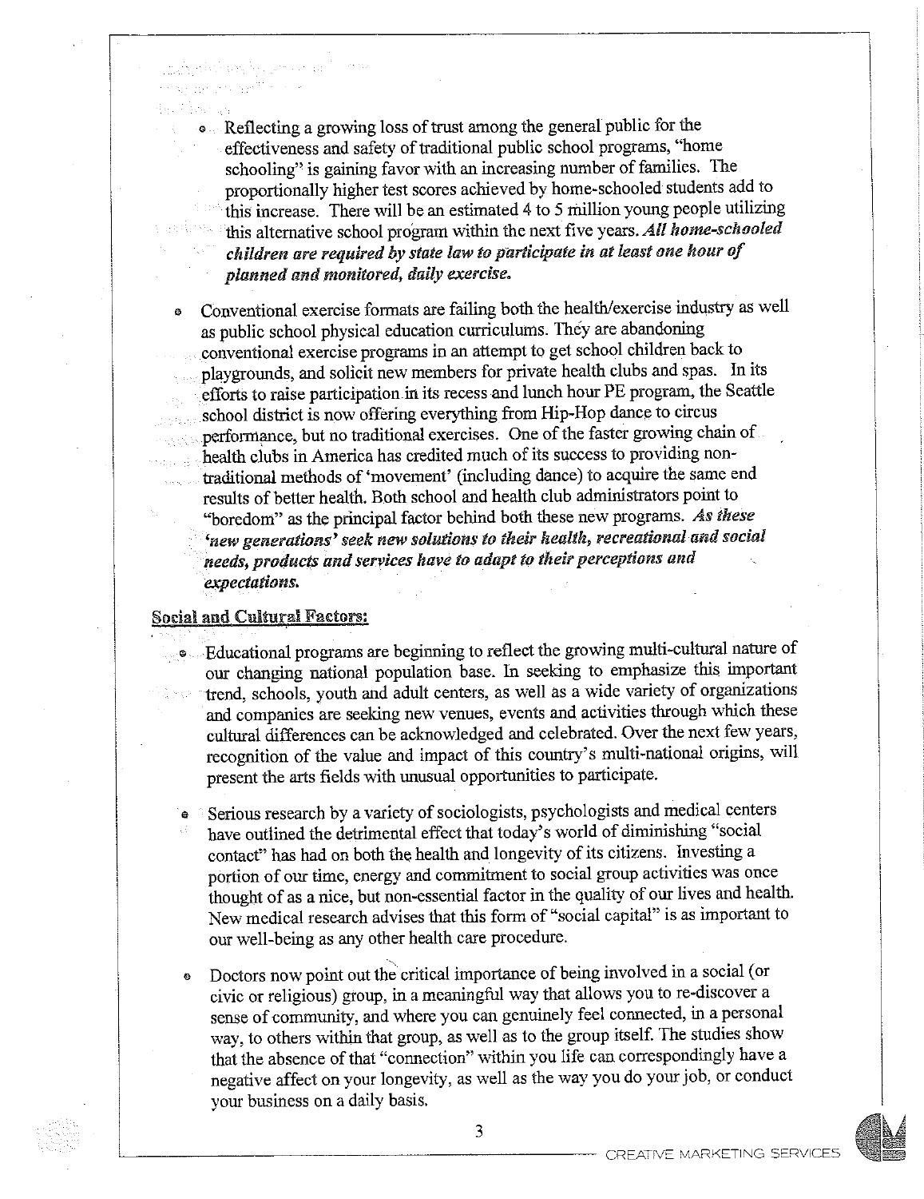- Reflecting a growing loss of trust among the general public for the effectiveness and safety of traditional public school programs, "home schooling" is gaining favor with an increasing number of families. The proportionally higher test scores achieved by home-schooled students add to this increase. There will be an estimated 4 to 5 million young people utilizing this alternative school program within the next five years. ***All home-schooled children are required by state law to participate in at least one hour of planned and monitored, daily exercise.***

- Conventional exercise formats are failing both the health/exercise industry as well as public school physical education curriculums. They are abandoning conventional exercise programs in an attempt to get school children back to playgrounds, and solicit new members for private health clubs and spas. In its efforts to raise participation in its recess and lunch hour PE program, the Seattle school district is now offering everything from Hip-Hop dance to circus performance, but no traditional exercises. One of the faster growing chain of health clubs in America has credited much of its success to providing non-traditional methods of 'movement' (including dance) to acquire the same end results of better health. Both school and health club administrators point to "boredom" as the principal factor behind both these new programs. ***As these 'new generations' seek new solutions to their health, recreational and social needs, products and services have to adapt to their perceptions and expectations.***

**Social and Cultural Factors:**

- Educational programs are beginning to reflect the growing multi-cultural nature of our changing national population base. In seeking to emphasize this important trend, schools, youth and adult centers, as well as a wide variety of organizations and companies are seeking new venues, events and activities through which these cultural differences can be acknowledged and celebrated. Over the next few years, recognition of the value and impact of this country's multi-national origins, will present the arts fields with unusual opportunities to participate.

- Serious research by a variety of sociologists, psychologists and medical centers have outlined the detrimental effect that today's world of diminishing "social contact" has had on both the health and longevity of its citizens. Investing a portion of our time, energy and commitment to social group activities was once thought of as a nice, but non-essential factor in the quality of our lives and health. New medical research advises that this form of "social capital" is as important to our well-being as any other health care procedure.

- Doctors now point out the critical importance of being involved in a social (or civic or religious) group, in a meaningful way that allows you to re-discover a sense of community, and where you can genuinely feel connected, in a personal way, to others within that group, as well as to the group itself. The studies show that the absence of that "connection" within you life can correspondingly have a negative affect on your longevity, as well as the way you do your job, or conduct your business on a daily basis.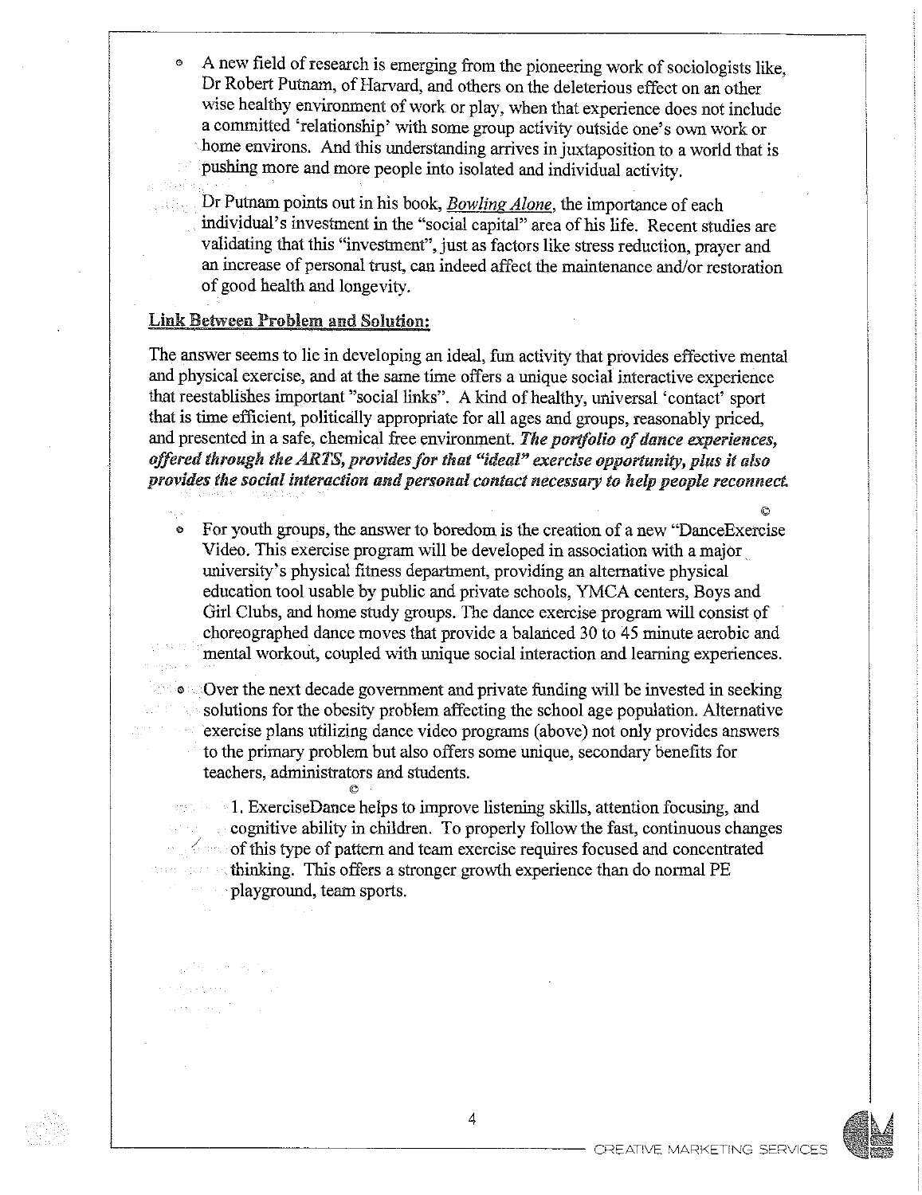- A new field of research is emerging from the pioneering work of sociologists like, Dr Robert Putnam, of Harvard, and others on the deleterious effect on an other wise healthy environment of work or play, when that experience does not include a committed 'relationship' with some group activity outside one's own work or home environs. And this understanding arrives in juxtaposition to a world that is pushing more and more people into isolated and individual activity.

  Dr Putnam points out in his book, *Bowling Alone*, the importance of each individual's investment in the "social capital" area of his life. Recent studies are validating that this "investment", just as factors like stress reduction, prayer and an increase of personal trust, can indeed affect the maintenance and/or restoration of good health and longevity.

**Link Between Problem and Solution:**

The answer seems to lie in developing an ideal, fun activity that provides effective mental and physical exercise, and at the same time offers a unique social interactive experience that reestablishes important "social links". A kind of healthy, universal 'contact' sport that is time efficient, politically appropriate for all ages and groups, reasonably priced, and presented in a safe, chemical free environment. ***The portfolio of dance experiences, offered through the ARTS, provides for that "ideal" exercise opportunity, plus it also provides the social interaction and personal contact necessary to help people reconnect.***

©

- For youth groups, the answer to boredom is the creation of a new "DanceExercise Video. This exercise program will be developed in association with a major university's physical fitness department, providing an alternative physical education tool usable by public and private schools, YMCA centers, Boys and Girl Clubs, and home study groups. The dance exercise program will consist of choreographed dance moves that provide a balanced 30 to 45 minute aerobic and mental workout, coupled with unique social interaction and learning experiences.

- Over the next decade government and private funding will be invested in seeking solutions for the obesity problem affecting the school age population. Alternative exercise plans utilizing dance video programs (above) not only provides answers to the primary problem but also offers some unique, secondary benefits for teachers, administrators and students.

  ©

  1. ExerciseDance helps to improve listening skills, attention focusing, and cognitive ability in children. To properly follow the fast, continuous changes of this type of pattern and team exercise requires focused and concentrated thinking. This offers a stronger growth experience than do normal PE playground, team sports.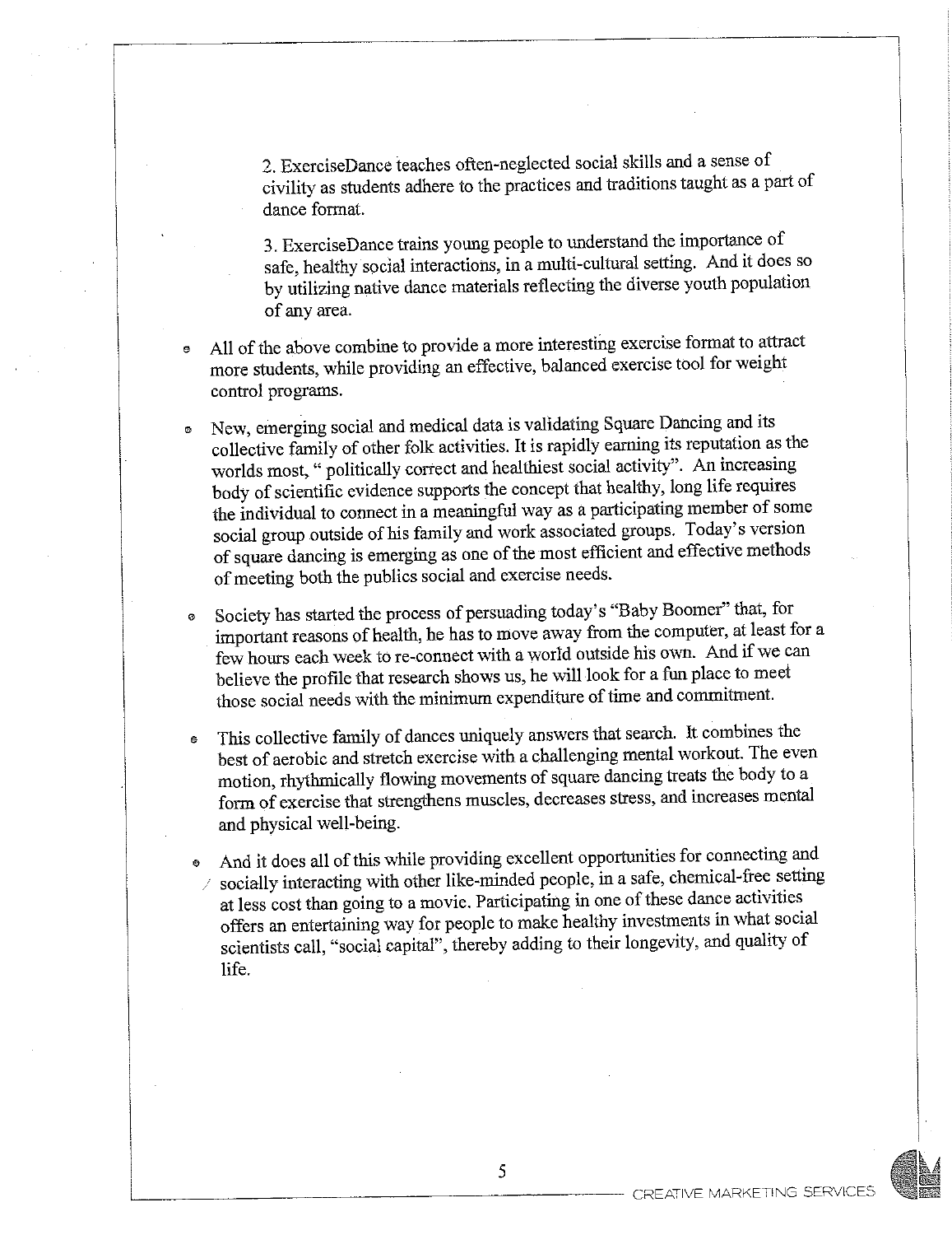2. ExerciseDance teaches often-neglected social skills and a sense of civility as students adhere to the practices and traditions taught as a part of dance format.

3. ExerciseDance trains young people to understand the importance of safe, healthy social interactions, in a multi-cultural setting. And it does so by utilizing native dance materials reflecting the diverse youth population of any area.

- All of the above combine to provide a more interesting exercise format to attract more students, while providing an effective, balanced exercise tool for weight control programs.

- New, emerging social and medical data is validating Square Dancing and its collective family of other folk activities. It is rapidly earning its reputation as the worlds most, " politically correct and healthiest social activity". An increasing body of scientific evidence supports the concept that healthy, long life requires the individual to connect in a meaningful way as a participating member of some social group outside of his family and work associated groups. Today's version of square dancing is emerging as one of the most efficient and effective methods of meeting both the publics social and exercise needs.

- Society has started the process of persuading today's "Baby Boomer" that, for important reasons of health, he has to move away from the computer, at least for a few hours each week to re-connect with a world outside his own. And if we can believe the profile that research shows us, he will look for a fun place to meet those social needs with the minimum expenditure of time and commitment.

- This collective family of dances uniquely answers that search. It combines the best of aerobic and stretch exercise with a challenging mental workout. The even motion, rhythmically flowing movements of square dancing treats the body to a form of exercise that strengthens muscles, decreases stress, and increases mental and physical well-being.

- And it does all of this while providing excellent opportunities for connecting and socially interacting with other like-minded people, in a safe, chemical-free setting at less cost than going to a movie. Participating in one of these dance activities offers an entertaining way for people to make healthy investments in what social scientists call, "social capital", thereby adding to their longevity, and quality of life.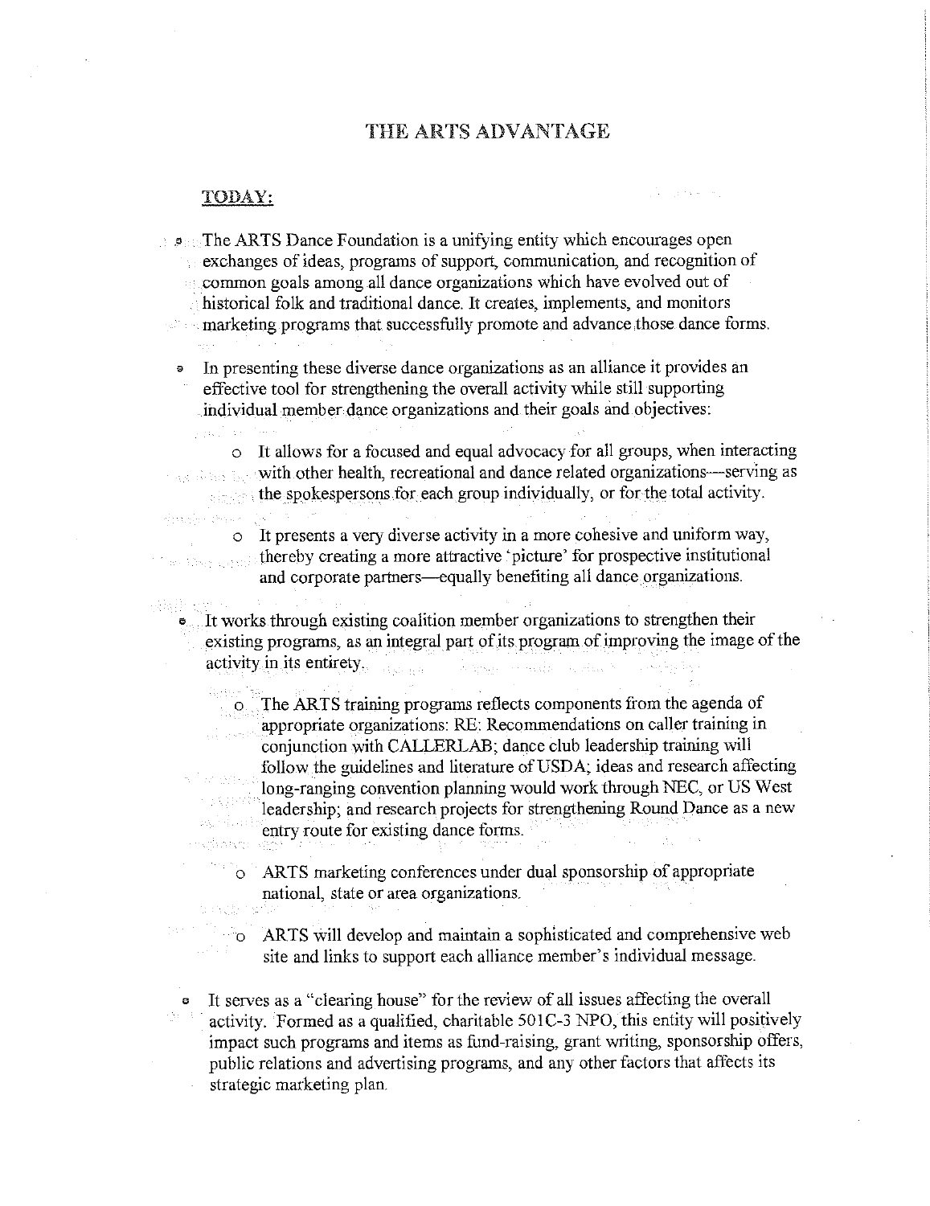# THE ARTS ADVANTAGE

## TODAY:

- The ARTS Dance Foundation is a unifying entity which encourages open exchanges of ideas, programs of support, communication, and recognition of common goals among all dance organizations which have evolved out of historical folk and traditional dance. It creates, implements, and monitors marketing programs that successfully promote and advance those dance forms.

- In presenting these diverse dance organizations as an alliance it provides an effective tool for strengthening the overall activity while still supporting individual member dance organizations and their goals and objectives:

  - It allows for a focused and equal advocacy for all groups, when interacting with other health, recreational and dance related organizations—serving as the spokespersons for each group individually, or for the total activity.

  - It presents a very diverse activity in a more cohesive and uniform way, thereby creating a more attractive 'picture' for prospective institutional and corporate partners—equally benefiting all dance organizations.

- It works through existing coalition member organizations to strengthen their existing programs, as an integral part of its program of improving the image of the activity in its entirety.

  - The ARTS training programs reflects components from the agenda of appropriate organizations: RE: Recommendations on caller training in conjunction with CALLERLAB; dance club leadership training will follow the guidelines and literature of USDA; ideas and research affecting long-ranging convention planning would work through NEC, or US West leadership; and research projects for strengthening Round Dance as a new entry route for existing dance forms.

  - ARTS marketing conferences under dual sponsorship of appropriate national, state or area organizations.

  - ARTS will develop and maintain a sophisticated and comprehensive web site and links to support each alliance member's individual message.

- It serves as a "clearing house" for the review of all issues affecting the overall activity. Formed as a qualified, charitable 501C-3 NPO, this entity will positively impact such programs and items as fund-raising, grant writing, sponsorship offers, public relations and advertising programs, and any other factors that affects its strategic marketing plan.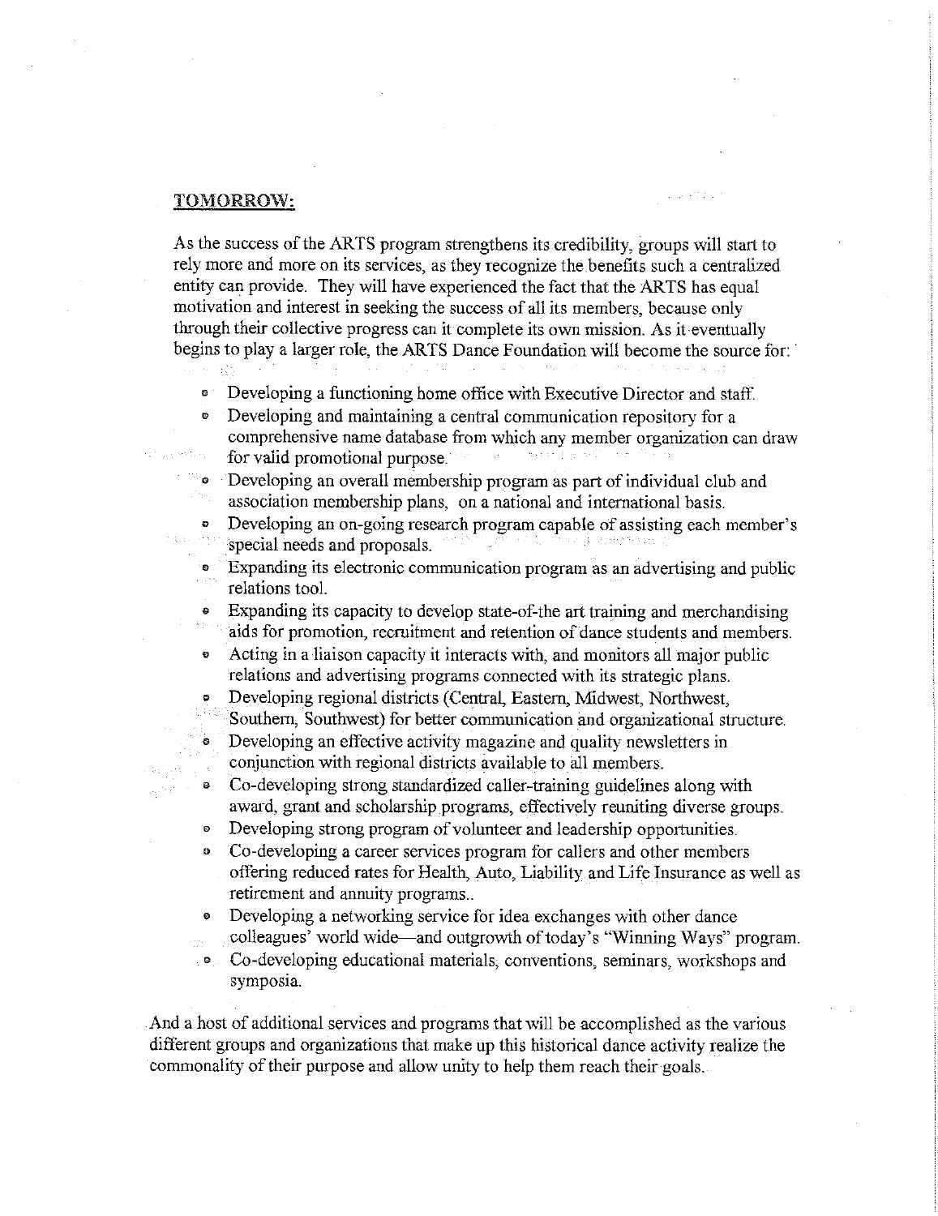**TOMORROW:**

As the success of the ARTS program strengthens its credibility, groups will start to rely more and more on its services, as they recognize the benefits such a centralized entity can provide. They will have experienced the fact that the ARTS has equal motivation and interest in seeking the success of all its members, because only through their collective progress can it complete its own mission. As it eventually begins to play a larger role, the ARTS Dance Foundation will become the source for:

- Developing a functioning home office with Executive Director and staff.
- Developing and maintaining a central communication repository for a comprehensive name database from which any member organization can draw for valid promotional purpose.
- Developing an overall membership program as part of individual club and association membership plans, on a national and international basis.
- Developing an on-going research program capable of assisting each member's special needs and proposals.
- Expanding its electronic communication program as an advertising and public relations tool.
- Expanding its capacity to develop state-of-the art training and merchandising aids for promotion, recruitment and retention of dance students and members.
- Acting in a liaison capacity it interacts with, and monitors all major public relations and advertising programs connected with its strategic plans.
- Developing regional districts (Central, Eastern, Midwest, Northwest, Southern, Southwest) for better communication and organizational structure.
- Developing an effective activity magazine and quality newsletters in conjunction with regional districts available to all members.
- Co-developing strong standardized caller-training guidelines along with award, grant and scholarship programs, effectively reuniting diverse groups.
- Developing strong program of volunteer and leadership opportunities.
- Co-developing a career services program for callers and other members offering reduced rates for Health, Auto, Liability and Life Insurance as well as retirement and annuity programs..
- Developing a networking service for idea exchanges with other dance colleagues' world wide—and outgrowth of today's "Winning Ways" program.
- Co-developing educational materials, conventions, seminars, workshops and symposia.

And a host of additional services and programs that will be accomplished as the various different groups and organizations that make up this historical dance activity realize the commonality of their purpose and allow unity to help them reach their goals.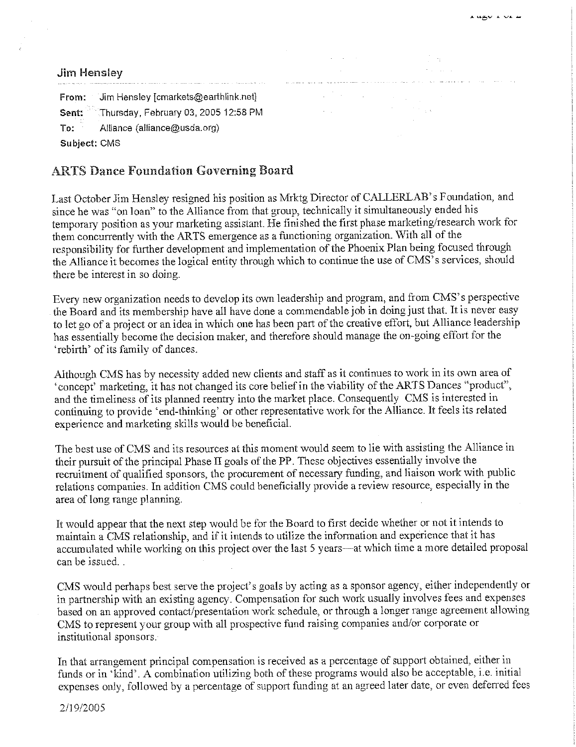**Jim Hensley**

**From:** Jim Hensley [cmarkets@earthlink.net]

**Sent:** Thursday, February 03, 2005 12:58 PM

**To:** Alliance (alliance@usda.org)

**Subject:** CMS

## ARTS Dance Foundation Governing Board

Last October Jim Hensley resigned his position as Mrktg Director of CALLERLAB's Foundation, and since he was "on loan" to the Alliance from that group, technically it simultaneously ended his temporary position as your marketing assistant. He finished the first phase marketing/research work for them concurrently with the ARTS emergence as a functioning organization. With all of the responsibility for further development and implementation of the Phoenix Plan being focused through the Alliance it becomes the logical entity through which to continue the use of CMS's services, should there be interest in so doing.

Every new organization needs to develop its own leadership and program, and from CMS's perspective the Board and its membership have all have done a commendable job in doing just that. It is never easy to let go of a project or an idea in which one has been part of the creative effort, but Alliance leadership has essentially become the decision maker, and therefore should manage the on-going effort for the 'rebirth' of its family of dances.

Although CMS has by necessity added new clients and staff as it continues to work in its own area of 'concept' marketing, it has not changed its core belief in the viability of the ARTS Dances "product", and the timeliness of its planned reentry into the market place. Consequently CMS is interested in continuing to provide 'end-thinking' or other representative work for the Alliance. It feels its related experience and marketing skills would be beneficial.

The best use of CMS and its resources at this moment would seem to lie with assisting the Alliance in their pursuit of the principal Phase II goals of the PP. These objectives essentially involve the recruitment of qualified sponsors, the procurement of necessary funding, and liaison work with public relations companies. In addition CMS could beneficially provide a review resource, especially in the area of long range planning.

It would appear that the next step would be for the Board to first decide whether or not it intends to maintain a CMS relationship, and if it intends to utilize the information and experience that it has accumulated while working on this project over the last 5 years—at which time a more detailed proposal can be issued. .

CMS would perhaps best serve the project's goals by acting as a sponsor agency, either independently or in partnership with an existing agency. Compensation for such work usually involves fees and expenses based on an approved contact/presentation work schedule, or through a longer range agreement allowing CMS to represent your group with all prospective fund raising companies and/or corporate or institutional sponsors.

In that arrangement principal compensation is received as a percentage of support obtained, either in funds or in 'kind'. A combination utilizing both of these programs would also be acceptable, i.e. initial expenses only, followed by a percentage of support funding at an agreed later date, or even deferred fees

2/19/2005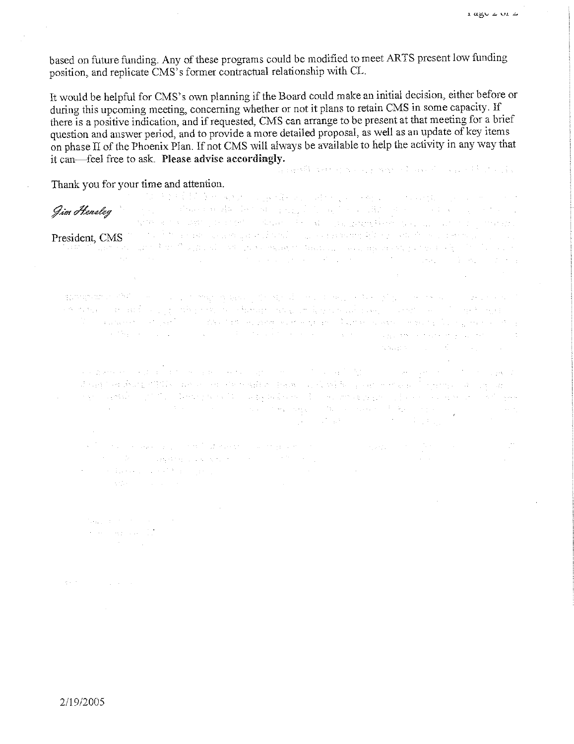based on future funding. Any of these programs could be modified to meet ARTS present low funding position, and replicate CMS's former contractual relationship with CL.

It would be helpful for CMS's own planning if the Board could make an initial decision, either before or during this upcoming meeting, concerning whether or not it plans to retain CMS in some capacity. If there is a positive indication, and if requested, CMS can arrange to be present at that meeting for a brief question and answer period, and to provide a more detailed proposal, as well as an update of key items on phase II of the Phoenix Plan. If not CMS will always be available to help the activity in any way that it can—feel free to ask. **Please advise accordingly.**

Thank you for your time and attention.

*Jim Hensley*

President, CMS

2/19/2005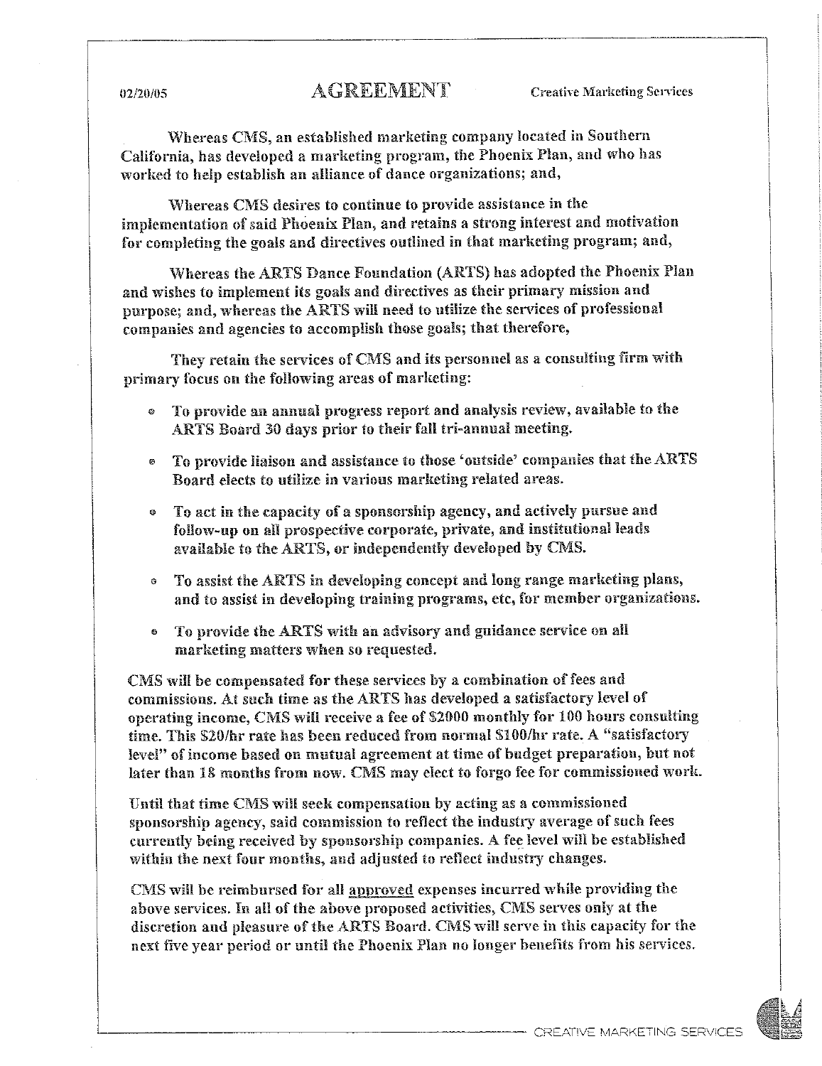02/20/05

# AGREEMENT

Creative Marketing Services

Whereas CMS, an established marketing company located in Southern California, has developed a marketing program, the Phoenix Plan, and who has worked to help establish an alliance of dance organizations; and,

Whereas CMS desires to continue to provide assistance in the implementation of said Phoenix Plan, and retains a strong interest and motivation for completing the goals and directives outlined in that marketing program; and,

Whereas the ARTS Dance Foundation (ARTS) has adopted the Phoenix Plan and wishes to implement its goals and directives as their primary mission and purpose; and, whereas the ARTS will need to utilize the services of professional companies and agencies to accomplish those goals; that therefore,

They retain the services of CMS and its personnel as a consulting firm with primary focus on the following areas of marketing:

- To provide an annual progress report and analysis review, available to the ARTS Board 30 days prior to their fall tri-annual meeting.
- To provide liaison and assistance to those 'outside' companies that the ARTS Board elects to utilize in various marketing related areas.
- To act in the capacity of a sponsorship agency, and actively pursue and follow-up on all prospective corporate, private, and institutional leads available to the ARTS, or independently developed by CMS.
- To assist the ARTS in developing concept and long range marketing plans, and to assist in developing training programs, etc, for member organizations.
- To provide the ARTS with an advisory and guidance service on all marketing matters when so requested.

CMS will be compensated for these services by a combination of fees and commissions. At such time as the ARTS has developed a satisfactory level of operating income, CMS will receive a fee of $2000 monthly for 100 hours consulting time. This $20/hr rate has been reduced from normal $100/hr rate. A "satisfactory level" of income based on mutual agreement at time of budget preparation, but not later than 18 months from now. CMS may elect to forgo fee for commissioned work.

Until that time CMS will seek compensation by acting as a commissioned sponsorship agency, said commission to reflect the industry average of such fees currently being received by sponsorship companies. A fee level will be established within the next four months, and adjusted to reflect industry changes.

CMS will be reimbursed for all <u>approved</u> expenses incurred while providing the above services. In all of the above proposed activities, CMS serves only at the discretion and pleasure of the ARTS Board. CMS will serve in this capacity for the next five year period or until the Phoenix Plan no longer benefits from his services.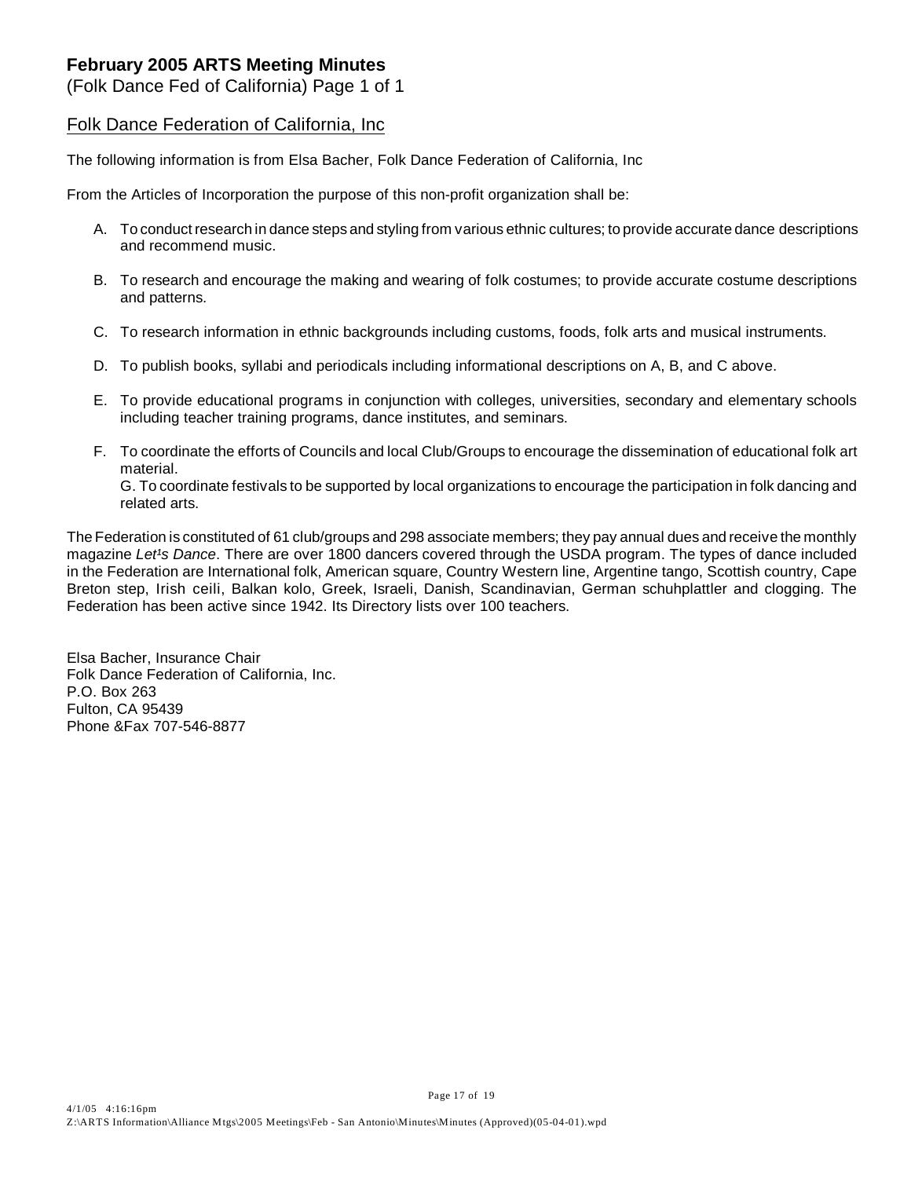# February 2005 ARTS Meeting Minutes

(Folk Dance Fed of California) Page 1 of 1

## Folk Dance Federation of California, Inc

The following information is from Elsa Bacher, Folk Dance Federation of California, Inc

From the Articles of Incorporation the purpose of this non-profit organization shall be:

A. To conduct research in dance steps and styling from various ethnic cultures; to provide accurate dance descriptions and recommend music.

B. To research and encourage the making and wearing of folk costumes; to provide accurate costume descriptions and patterns.

C. To research information in ethnic backgrounds including customs, foods, folk arts and musical instruments.

D. To publish books, syllabi and periodicals including informational descriptions on A, B, and C above.

E. To provide educational programs in conjunction with colleges, universities, secondary and elementary schools including teacher training programs, dance institutes, and seminars.

F. To coordinate the efforts of Councils and local Club/Groups to encourage the dissemination of educational folk art material.
G. To coordinate festivals to be supported by local organizations to encourage the participation in folk dancing and related arts.

The Federation is constituted of 61 club/groups and 298 associate members; they pay annual dues and receive the monthly magazine *Let¹s Dance*. There are over 1800 dancers covered through the USDA program. The types of dance included in the Federation are International folk, American square, Country Western line, Argentine tango, Scottish country, Cape Breton step, Irish ceili, Balkan kolo, Greek, Israeli, Danish, Scandinavian, German schuhplattler and clogging. The Federation has been active since 1942. Its Directory lists over 100 teachers.

Elsa Bacher, Insurance Chair
Folk Dance Federation of California, Inc.
P.O. Box 263
Fulton, CA 95439
Phone &Fax 707-546-8877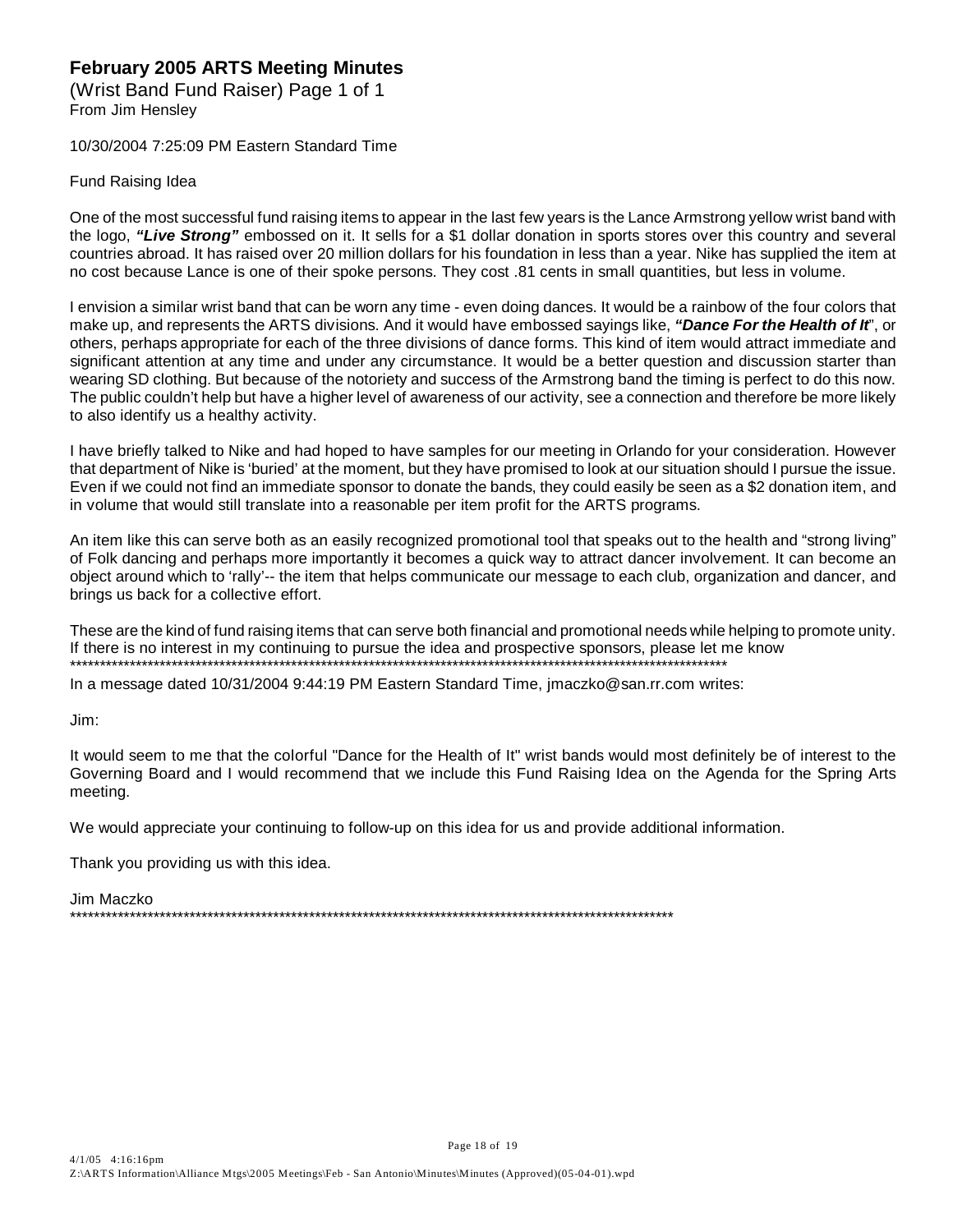## February 2005 ARTS Meeting Minutes

(Wrist Band Fund Raiser) Page 1 of 1
From Jim Hensley

10/30/2004 7:25:09 PM Eastern Standard Time

Fund Raising Idea

One of the most successful fund raising items to appear in the last few years is the Lance Armstrong yellow wrist band with the logo, ***"Live Strong"*** embossed on it. It sells for a $1 dollar donation in sports stores over this country and several countries abroad. It has raised over 20 million dollars for his foundation in less than a year. Nike has supplied the item at no cost because Lance is one of their spoke persons. They cost .81 cents in small quantities, but less in volume.

I envision a similar wrist band that can be worn any time - even doing dances. It would be a rainbow of the four colors that make up, and represents the ARTS divisions. And it would have embossed sayings like, ***"Dance For the Health of It***", or others, perhaps appropriate for each of the three divisions of dance forms. This kind of item would attract immediate and significant attention at any time and under any circumstance. It would be a better question and discussion starter than wearing SD clothing. But because of the notoriety and success of the Armstrong band the timing is perfect to do this now. The public couldn't help but have a higher level of awareness of our activity, see a connection and therefore be more likely to also identify us a healthy activity.

I have briefly talked to Nike and had hoped to have samples for our meeting in Orlando for your consideration. However that department of Nike is 'buried' at the moment, but they have promised to look at our situation should I pursue the issue. Even if we could not find an immediate sponsor to donate the bands, they could easily be seen as a $2 donation item, and in volume that would still translate into a reasonable per item profit for the ARTS programs.

An item like this can serve both as an easily recognized promotional tool that speaks out to the health and "strong living" of Folk dancing and perhaps more importantly it becomes a quick way to attract dancer involvement. It can become an object around which to 'rally'-- the item that helps communicate our message to each club, organization and dancer, and brings us back for a collective effort.

These are the kind of fund raising items that can serve both financial and promotional needs while helping to promote unity. If there is no interest in my continuing to pursue the idea and prospective sponsors, please let me know

**************************************************************************************************************

In a message dated 10/31/2004 9:44:19 PM Eastern Standard Time, jmaczko@san.rr.com writes:

Jim:

It would seem to me that the colorful "Dance for the Health of It" wrist bands would most definitely be of interest to the Governing Board and I would recommend that we include this Fund Raising Idea on the Agenda for the Spring Arts meeting.

We would appreciate your continuing to follow-up on this idea for us and provide additional information.

Thank you providing us with this idea.

Jim Maczko

**************************************************************************************************************

4/1/05 4:16:16pm
Z:\ARTS Information\Alliance Mtgs\2005 Meetings\Feb - San Antonio\Minutes\Minutes (Approved)(05-04-01).wpd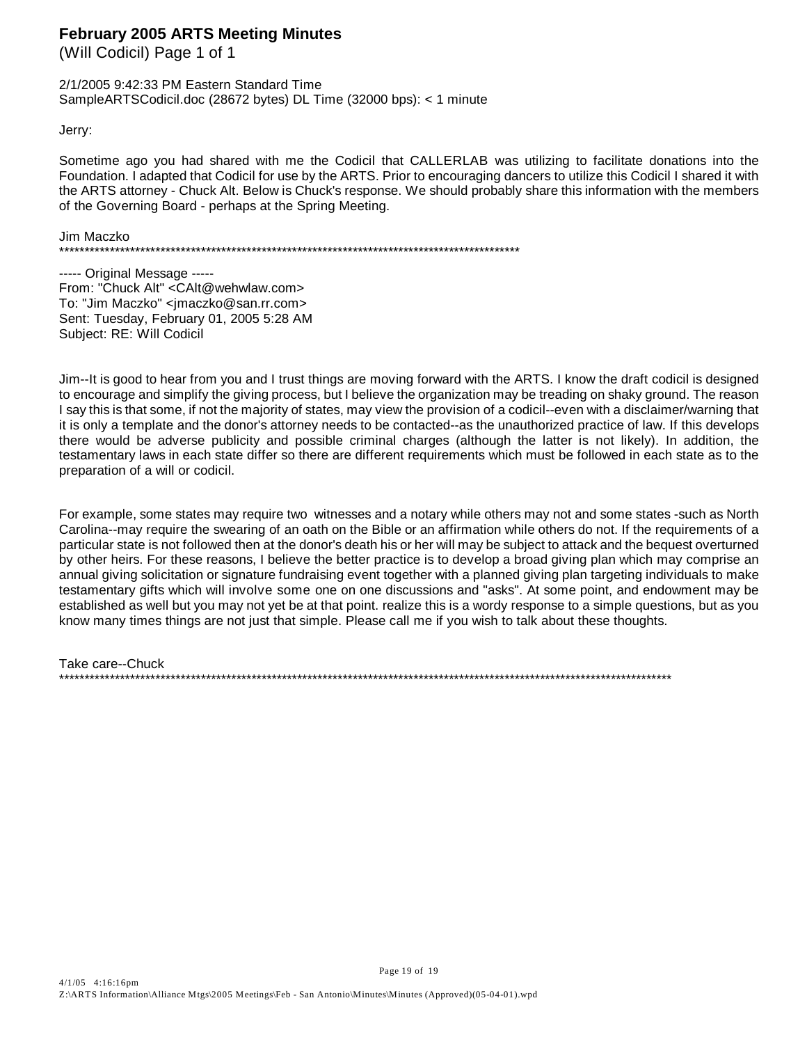# February 2005 ARTS Meeting Minutes

(Will Codicil) Page 1 of 1

2/1/2005 9:42:33 PM Eastern Standard Time
SampleARTSCodicil.doc (28672 bytes) DL Time (32000 bps): < 1 minute

Jerry:

Sometime ago you had shared with me the Codicil that CALLERLAB was utilizing to facilitate donations into the Foundation. I adapted that Codicil for use by the ARTS. Prior to encouraging dancers to utilize this Codicil I shared it with the ARTS attorney - Chuck Alt. Below is Chuck's response. We should probably share this information with the members of the Governing Board - perhaps at the Spring Meeting.

Jim Maczko
*******************************************************************************************

----- Original Message -----
From: "Chuck Alt" <CAlt@wehwlaw.com>
To: "Jim Maczko" <jmaczko@san.rr.com>
Sent: Tuesday, February 01, 2005 5:28 AM
Subject: RE: Will Codicil

Jim--It is good to hear from you and I trust things are moving forward with the ARTS. I know the draft codicil is designed to encourage and simplify the giving process, but I believe the organization may be treading on shaky ground. The reason I say this is that some, if not the majority of states, may view the provision of a codicil--even with a disclaimer/warning that it is only a template and the donor's attorney needs to be contacted--as the unauthorized practice of law. If this develops there would be adverse publicity and possible criminal charges (although the latter is not likely). In addition, the testamentary laws in each state differ so there are different requirements which must be followed in each state as to the preparation of a will or codicil.

For example, some states may require two witnesses and a notary while others may not and some states -such as North Carolina--may require the swearing of an oath on the Bible or an affirmation while others do not. If the requirements of a particular state is not followed then at the donor's death his or her will may be subject to attack and the bequest overturned by other heirs. For these reasons, I believe the better practice is to develop a broad giving plan which may comprise an annual giving solicitation or signature fundraising event together with a planned giving plan targeting individuals to make testamentary gifts which will involve some one on one discussions and "asks". At some point, and endowment may be established as well but you may not yet be at that point. realize this is a wordy response to a simple questions, but as you know many times things are not just that simple. Please call me if you wish to talk about these thoughts.

Take care--Chuck
*******************************************************************************************************************************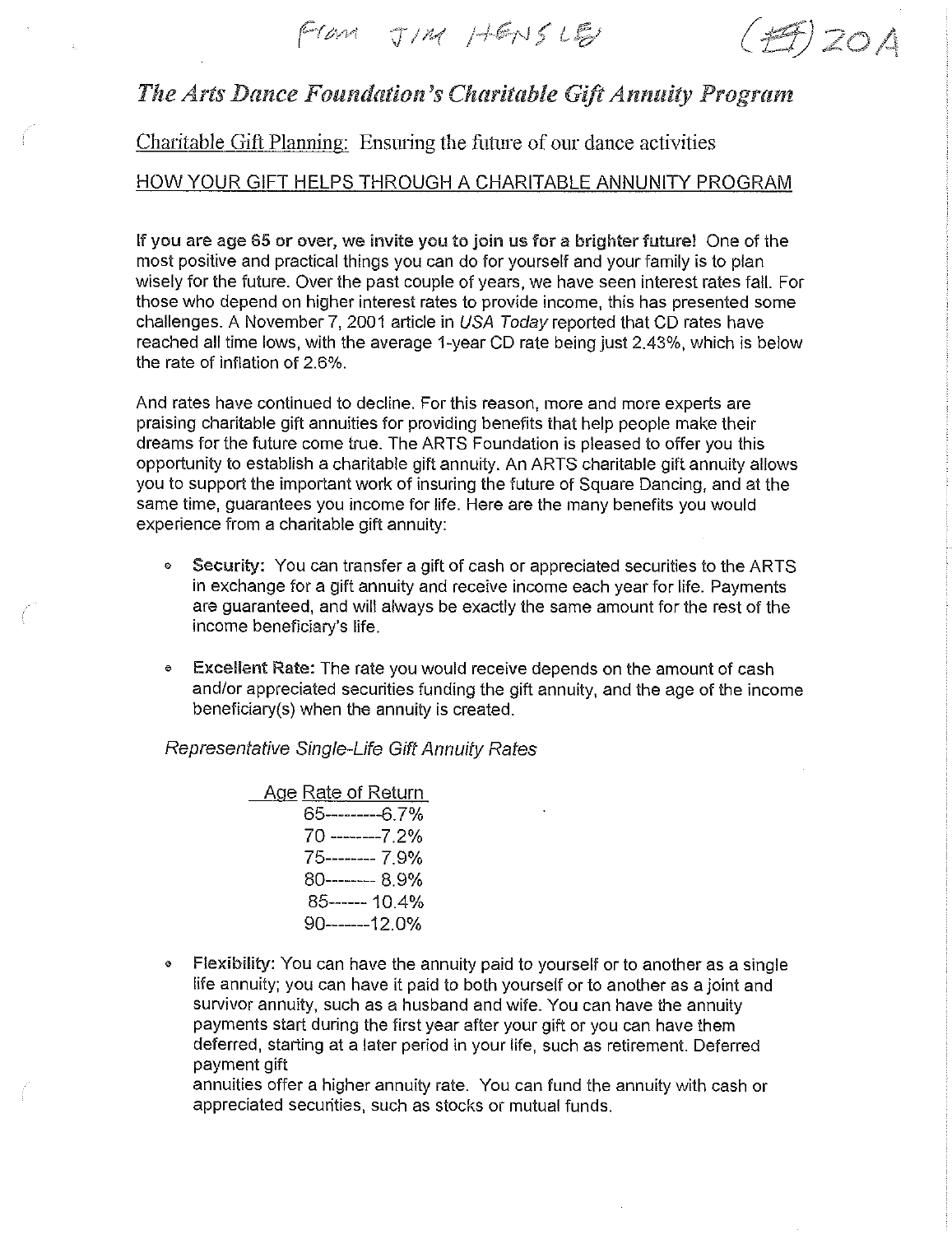From Jim Hensley (#) 20A

# *The Arts Dance Foundation's Charitable Gift Annuity Program*

## Charitable Gift Planning: Ensuring the future of our dance activities

### HOW YOUR GIFT HELPS THROUGH A CHARITABLE ANNUNITY PROGRAM

**If you are age 65 or over, we invite you to join us for a brighter future!** One of the most positive and practical things you can do for yourself and your family is to plan wisely for the future. Over the past couple of years, we have seen interest rates fall. For those who depend on higher interest rates to provide income, this has presented some challenges. A November 7, 2001 article in *USA Today* reported that CD rates have reached all time lows, with the average 1-year CD rate being just 2.43%, which is below the rate of inflation of 2.6%.

And rates have continued to decline. For this reason, more and more experts are praising charitable gift annuities for providing benefits that help people make their dreams for the future come true. The ARTS Foundation is pleased to offer you this opportunity to establish a charitable gift annuity. An ARTS charitable gift annuity allows you to support the important work of insuring the future of Square Dancing, and at the same time, guarantees you income for life. Here are the many benefits you would experience from a charitable gift annuity:

- **Security:** You can transfer a gift of cash or appreciated securities to the ARTS in exchange for a gift annuity and receive income each year for life. Payments are guaranteed, and will always be exactly the same amount for the rest of the income beneficiary's life.

- **Excellent Rate:** The rate you would receive depends on the amount of cash and/or appreciated securities funding the gift annuity, and the age of the income beneficiary(s) when the annuity is created.

*Representative Single-Life Gift Annuity Rates*

| Age | Rate of Return |
|---|---|
| 65 | 6.7% |
| 70 | 7.2% |
| 75 | 7.9% |
| 80 | 8.9% |
| 85 | 10.4% |
| 90 | 12.0% |

- **Flexibility:** You can have the annuity paid to yourself or to another as a single life annuity; you can have it paid to both yourself or to another as a joint and survivor annuity, such as a husband and wife. You can have the annuity payments start during the first year after your gift or you can have them deferred, starting at a later period in your life, such as retirement. Deferred payment gift annuities offer a higher annuity rate. You can fund the annuity with cash or appreciated securities, such as stocks or mutual funds.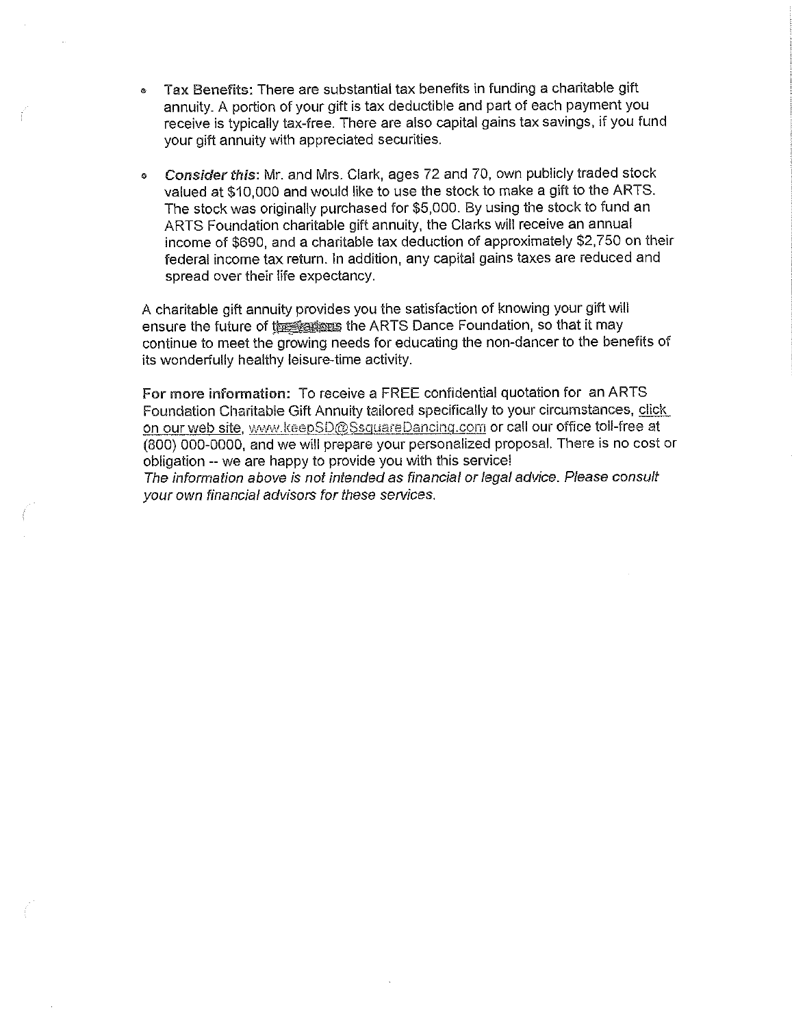- **Tax Benefits:** There are substantial tax benefits in funding a charitable gift annuity. A portion of your gift is tax deductible and part of each payment you receive is typically tax-free. There are also capital gains tax savings, if you fund your gift annuity with appreciated securities.

- ***Consider this*:** Mr. and Mrs. Clark, ages 72 and 70, own publicly traded stock valued at $10,000 and would like to use the stock to make a gift to the ARTS. The stock was originally purchased for $5,000. By using the stock to fund an ARTS Foundation charitable gift annuity, the Clarks will receive an annual income of $690, and a charitable tax deduction of approximately $2,750 on their federal income tax return. In addition, any capital gains taxes are reduced and spread over their life expectancy.

A charitable gift annuity provides you the satisfaction of knowing your gift will ensure the future of ~~the nations~~ the ARTS Dance Foundation, so that it may continue to meet the growing needs for educating the non-dancer to the benefits of its wonderfully healthy leisure-time activity.

**For more information:** To receive a FREE confidential quotation for an ARTS Foundation Charitable Gift Annuity tailored specifically to your circumstances, click on our web site, www.keepSD@SsquareDancing.com or call our office toll-free at (800) 000-0000, and we will prepare your personalized proposal. There is no cost or obligation -- we are happy to provide you with this service!

*The information above is not intended as financial or legal advice. Please consult your own financial advisors for these services.*